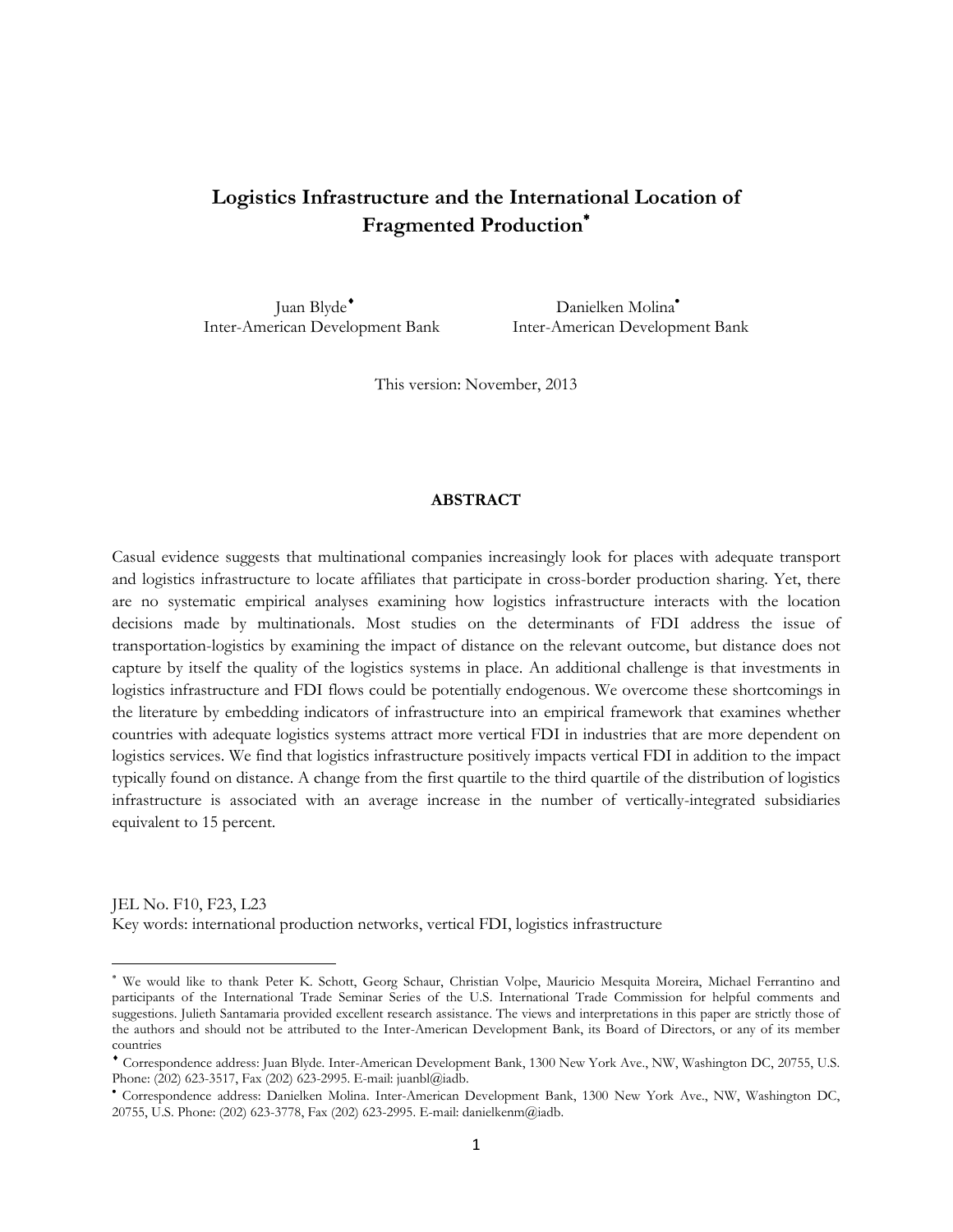# Logistics Infrastructure and the International Location of Fragmented Production[*]

Juan Blyde[♦]
Inter-American Development Bank

Danielken Molina[•]
Inter-American Development Bank

This version: November, 2013

**ABSTRACT**

Casual evidence suggests that multinational companies increasingly look for places with adequate transport and logistics infrastructure to locate affiliates that participate in cross-border production sharing. Yet, there are no systematic empirical analyses examining how logistics infrastructure interacts with the location decisions made by multinationals. Most studies on the determinants of FDI address the issue of transportation-logistics by examining the impact of distance on the relevant outcome, but distance does not capture by itself the quality of the logistics systems in place. An additional challenge is that investments in logistics infrastructure and FDI flows could be potentially endogenous. We overcome these shortcomings in the literature by embedding indicators of infrastructure into an empirical framework that examines whether countries with adequate logistics systems attract more vertical FDI in industries that are more dependent on logistics services. We find that logistics infrastructure positively impacts vertical FDI in addition to the impact typically found on distance. A change from the first quartile to the third quartile of the distribution of logistics infrastructure is associated with an average increase in the number of vertically-integrated subsidiaries equivalent to 15 percent.

JEL No. F10, F23, L23
Key words: international production networks, vertical FDI, logistics infrastructure

---

[*] We would like to thank Peter K. Schott, Georg Schaur, Christian Volpe, Mauricio Mesquita Moreira, Michael Ferrantino and participants of the International Trade Seminar Series of the U.S. International Trade Commission for helpful comments and suggestions. Julieth Santamaria provided excellent research assistance. The views and interpretations in this paper are strictly those of the authors and should not be attributed to the Inter-American Development Bank, its Board of Directors, or any of its member countries

[♦] Correspondence address: Juan Blyde. Inter-American Development Bank, 1300 New York Ave., NW, Washington DC, 20755, U.S. Phone: (202) 623-3517, Fax (202) 623-2995. E-mail: juanbl@iadb.

[•] Correspondence address: Danielken Molina. Inter-American Development Bank, 1300 New York Ave., NW, Washington DC, 20755, U.S. Phone: (202) 623-3778, Fax (202) 623-2995. E-mail: danielkenm@iadb.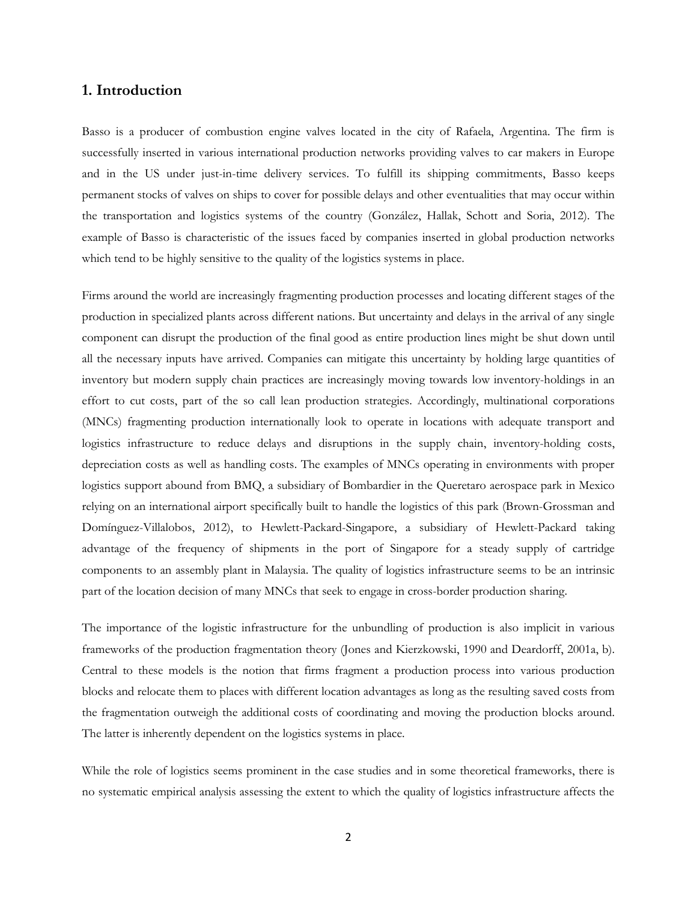## 1. Introduction

Basso is a producer of combustion engine valves located in the city of Rafaela, Argentina. The firm is successfully inserted in various international production networks providing valves to car makers in Europe and in the US under just-in-time delivery services. To fulfill its shipping commitments, Basso keeps permanent stocks of valves on ships to cover for possible delays and other eventualities that may occur within the transportation and logistics systems of the country (González, Hallak, Schott and Soria, 2012). The example of Basso is characteristic of the issues faced by companies inserted in global production networks which tend to be highly sensitive to the quality of the logistics systems in place.

Firms around the world are increasingly fragmenting production processes and locating different stages of the production in specialized plants across different nations. But uncertainty and delays in the arrival of any single component can disrupt the production of the final good as entire production lines might be shut down until all the necessary inputs have arrived. Companies can mitigate this uncertainty by holding large quantities of inventory but modern supply chain practices are increasingly moving towards low inventory-holdings in an effort to cut costs, part of the so call lean production strategies. Accordingly, multinational corporations (MNCs) fragmenting production internationally look to operate in locations with adequate transport and logistics infrastructure to reduce delays and disruptions in the supply chain, inventory-holding costs, depreciation costs as well as handling costs. The examples of MNCs operating in environments with proper logistics support abound from BMQ, a subsidiary of Bombardier in the Queretaro aerospace park in Mexico relying on an international airport specifically built to handle the logistics of this park (Brown-Grossman and Domínguez-Villalobos, 2012), to Hewlett-Packard-Singapore, a subsidiary of Hewlett-Packard taking advantage of the frequency of shipments in the port of Singapore for a steady supply of cartridge components to an assembly plant in Malaysia. The quality of logistics infrastructure seems to be an intrinsic part of the location decision of many MNCs that seek to engage in cross-border production sharing.

The importance of the logistic infrastructure for the unbundling of production is also implicit in various frameworks of the production fragmentation theory (Jones and Kierzkowski, 1990 and Deardorff, 2001a, b). Central to these models is the notion that firms fragment a production process into various production blocks and relocate them to places with different location advantages as long as the resulting saved costs from the fragmentation outweigh the additional costs of coordinating and moving the production blocks around. The latter is inherently dependent on the logistics systems in place.

While the role of logistics seems prominent in the case studies and in some theoretical frameworks, there is no systematic empirical analysis assessing the extent to which the quality of logistics infrastructure affects the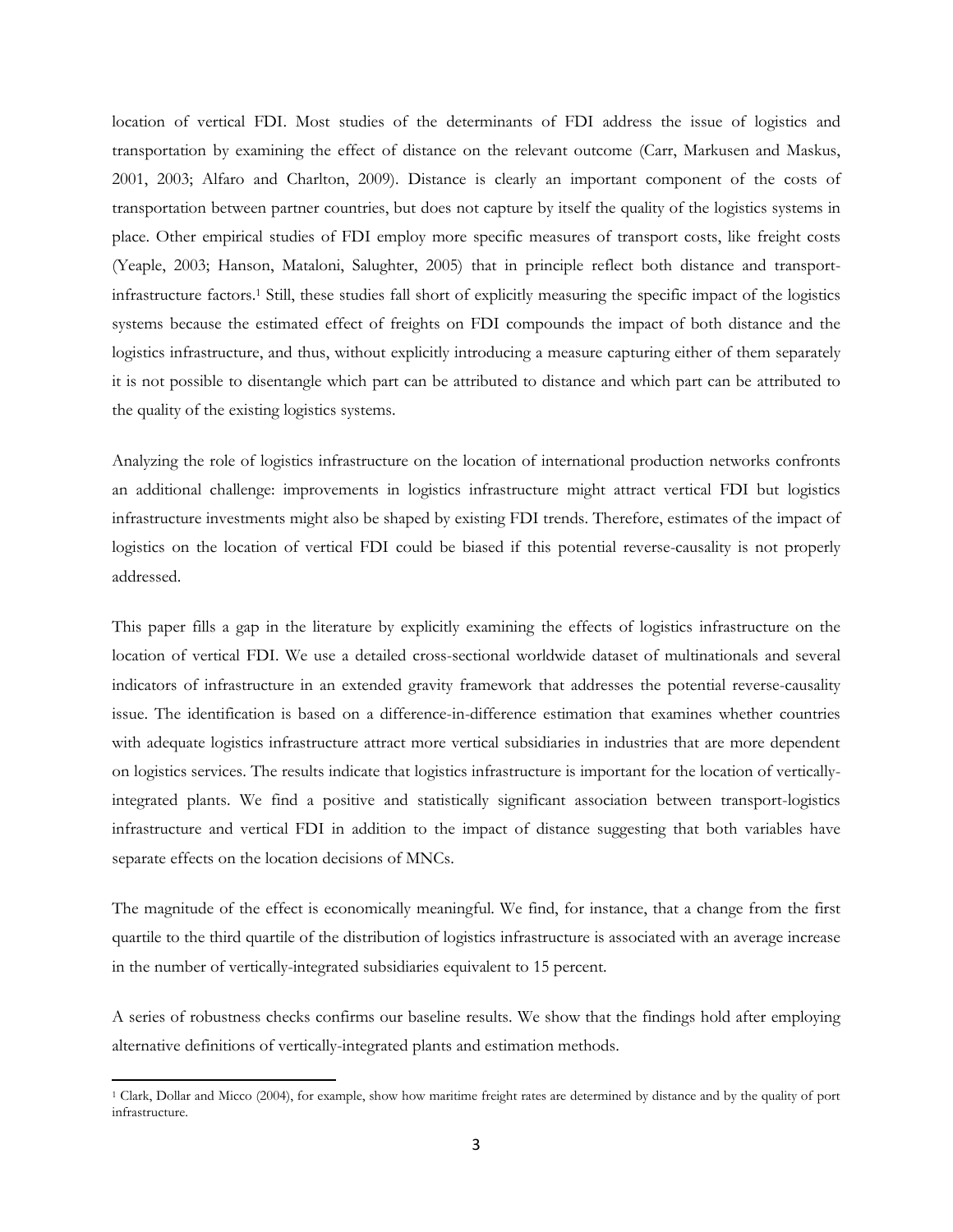location of vertical FDI. Most studies of the determinants of FDI address the issue of logistics and transportation by examining the effect of distance on the relevant outcome (Carr, Markusen and Maskus, 2001, 2003; Alfaro and Charlton, 2009). Distance is clearly an important component of the costs of transportation between partner countries, but does not capture by itself the quality of the logistics systems in place. Other empirical studies of FDI employ more specific measures of transport costs, like freight costs (Yeaple, 2003; Hanson, Mataloni, Salughter, 2005) that in principle reflect both distance and transport-infrastructure factors.[1] Still, these studies fall short of explicitly measuring the specific impact of the logistics systems because the estimated effect of freights on FDI compounds the impact of both distance and the logistics infrastructure, and thus, without explicitly introducing a measure capturing either of them separately it is not possible to disentangle which part can be attributed to distance and which part can be attributed to the quality of the existing logistics systems.

Analyzing the role of logistics infrastructure on the location of international production networks confronts an additional challenge: improvements in logistics infrastructure might attract vertical FDI but logistics infrastructure investments might also be shaped by existing FDI trends. Therefore, estimates of the impact of logistics on the location of vertical FDI could be biased if this potential reverse-causality is not properly addressed.

This paper fills a gap in the literature by explicitly examining the effects of logistics infrastructure on the location of vertical FDI. We use a detailed cross-sectional worldwide dataset of multinationals and several indicators of infrastructure in an extended gravity framework that addresses the potential reverse-causality issue. The identification is based on a difference-in-difference estimation that examines whether countries with adequate logistics infrastructure attract more vertical subsidiaries in industries that are more dependent on logistics services. The results indicate that logistics infrastructure is important for the location of vertically-integrated plants. We find a positive and statistically significant association between transport-logistics infrastructure and vertical FDI in addition to the impact of distance suggesting that both variables have separate effects on the location decisions of MNCs.

The magnitude of the effect is economically meaningful. We find, for instance, that a change from the first quartile to the third quartile of the distribution of logistics infrastructure is associated with an average increase in the number of vertically-integrated subsidiaries equivalent to 15 percent.

A series of robustness checks confirms our baseline results. We show that the findings hold after employing alternative definitions of vertically-integrated plants and estimation methods.

[1] Clark, Dollar and Micco (2004), for example, show how maritime freight rates are determined by distance and by the quality of port infrastructure.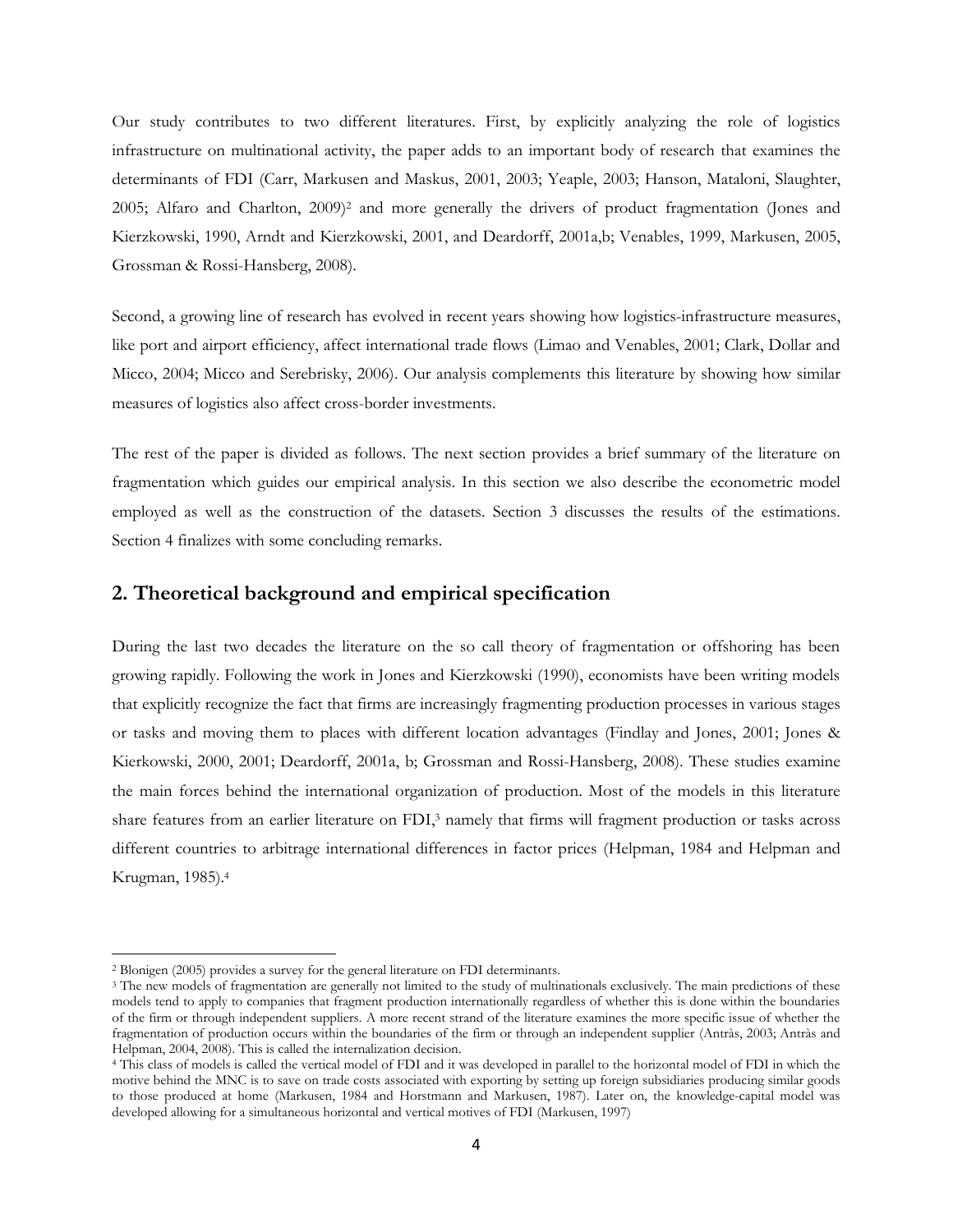Our study contributes to two different literatures. First, by explicitly analyzing the role of logistics infrastructure on multinational activity, the paper adds to an important body of research that examines the determinants of FDI (Carr, Markusen and Maskus, 2001, 2003; Yeaple, 2003; Hanson, Mataloni, Slaughter, 2005; Alfaro and Charlton, 2009)[2] and more generally the drivers of product fragmentation (Jones and Kierzkowski, 1990, Arndt and Kierzkowski, 2001, and Deardorff, 2001a,b; Venables, 1999, Markusen, 2005, Grossman & Rossi-Hansberg, 2008).

Second, a growing line of research has evolved in recent years showing how logistics-infrastructure measures, like port and airport efficiency, affect international trade flows (Limao and Venables, 2001; Clark, Dollar and Micco, 2004; Micco and Serebrisky, 2006). Our analysis complements this literature by showing how similar measures of logistics also affect cross-border investments.

The rest of the paper is divided as follows. The next section provides a brief summary of the literature on fragmentation which guides our empirical analysis. In this section we also describe the econometric model employed as well as the construction of the datasets. Section 3 discusses the results of the estimations. Section 4 finalizes with some concluding remarks.

## 2. Theoretical background and empirical specification

During the last two decades the literature on the so call theory of fragmentation or offshoring has been growing rapidly. Following the work in Jones and Kierzkowski (1990), economists have been writing models that explicitly recognize the fact that firms are increasingly fragmenting production processes in various stages or tasks and moving them to places with different location advantages (Findlay and Jones, 2001; Jones & Kierkowski, 2000, 2001; Deardorff, 2001a, b; Grossman and Rossi-Hansberg, 2008). These studies examine the main forces behind the international organization of production. Most of the models in this literature share features from an earlier literature on FDI,[3] namely that firms will fragment production or tasks across different countries to arbitrage international differences in factor prices (Helpman, 1984 and Helpman and Krugman, 1985).[4]

---

[2] Blonigen (2005) provides a survey for the general literature on FDI determinants.

[3] The new models of fragmentation are generally not limited to the study of multinationals exclusively. The main predictions of these models tend to apply to companies that fragment production internationally regardless of whether this is done within the boundaries of the firm or through independent suppliers. A more recent strand of the literature examines the more specific issue of whether the fragmentation of production occurs within the boundaries of the firm or through an independent supplier (Antràs, 2003; Antràs and Helpman, 2004, 2008). This is called the internalization decision.

[4] This class of models is called the vertical model of FDI and it was developed in parallel to the horizontal model of FDI in which the motive behind the MNC is to save on trade costs associated with exporting by setting up foreign subsidiaries producing similar goods to those produced at home (Markusen, 1984 and Horstmann and Markusen, 1987). Later on, the knowledge-capital model was developed allowing for a simultaneous horizontal and vertical motives of FDI (Markusen, 1997)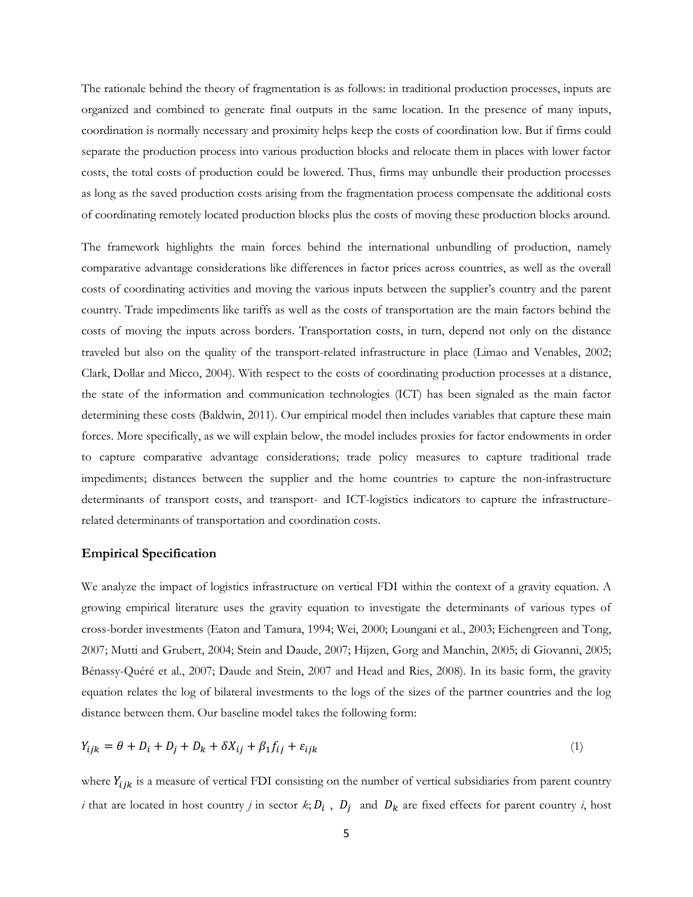The rationale behind the theory of fragmentation is as follows: in traditional production processes, inputs are organized and combined to generate final outputs in the same location. In the presence of many inputs, coordination is normally necessary and proximity helps keep the costs of coordination low. But if firms could separate the production process into various production blocks and relocate them in places with lower factor costs, the total costs of production could be lowered. Thus, firms may unbundle their production processes as long as the saved production costs arising from the fragmentation process compensate the additional costs of coordinating remotely located production blocks plus the costs of moving these production blocks around.

The framework highlights the main forces behind the international unbundling of production, namely comparative advantage considerations like differences in factor prices across countries, as well as the overall costs of coordinating activities and moving the various inputs between the supplier's country and the parent country. Trade impediments like tariffs as well as the costs of transportation are the main factors behind the costs of moving the inputs across borders. Transportation costs, in turn, depend not only on the distance traveled but also on the quality of the transport-related infrastructure in place (Limao and Venables, 2002; Clark, Dollar and Micco, 2004). With respect to the costs of coordinating production processes at a distance, the state of the information and communication technologies (ICT) has been signaled as the main factor determining these costs (Baldwin, 2011). Our empirical model then includes variables that capture these main forces. More specifically, as we will explain below, the model includes proxies for factor endowments in order to capture comparative advantage considerations; trade policy measures to capture traditional trade impediments; distances between the supplier and the home countries to capture the non-infrastructure determinants of transport costs, and transport- and ICT-logistics indicators to capture the infrastructure-related determinants of transportation and coordination costs.

### Empirical Specification

We analyze the impact of logistics infrastructure on vertical FDI within the context of a gravity equation. A growing empirical literature uses the gravity equation to investigate the determinants of various types of cross-border investments (Eaton and Tamura, 1994; Wei, 2000; Loungani et al., 2003; Eichengreen and Tong, 2007; Mutti and Grubert, 2004; Stein and Daude, 2007; Hijzen, Gorg and Manchin, 2005; di Giovanni, 2005; Bénassy-Quéré et al., 2007; Daude and Stein, 2007 and Head and Ries, 2008). In its basic form, the gravity equation relates the log of bilateral investments to the logs of the sizes of the partner countries and the log distance between them. Our baseline model takes the following form:

$$Y_{ijk} = \theta + D_i + D_j + D_k + \delta X_{ij} + \beta_1 f_{ij} + \varepsilon_{ijk} \qquad (1)$$

where $Y_{ijk}$ is a measure of vertical FDI consisting on the number of vertical subsidiaries from parent country *i* that are located in host country *j* in sector *k*; $D_i$ , $D_j$ and $D_k$ are fixed effects for parent country *i*, host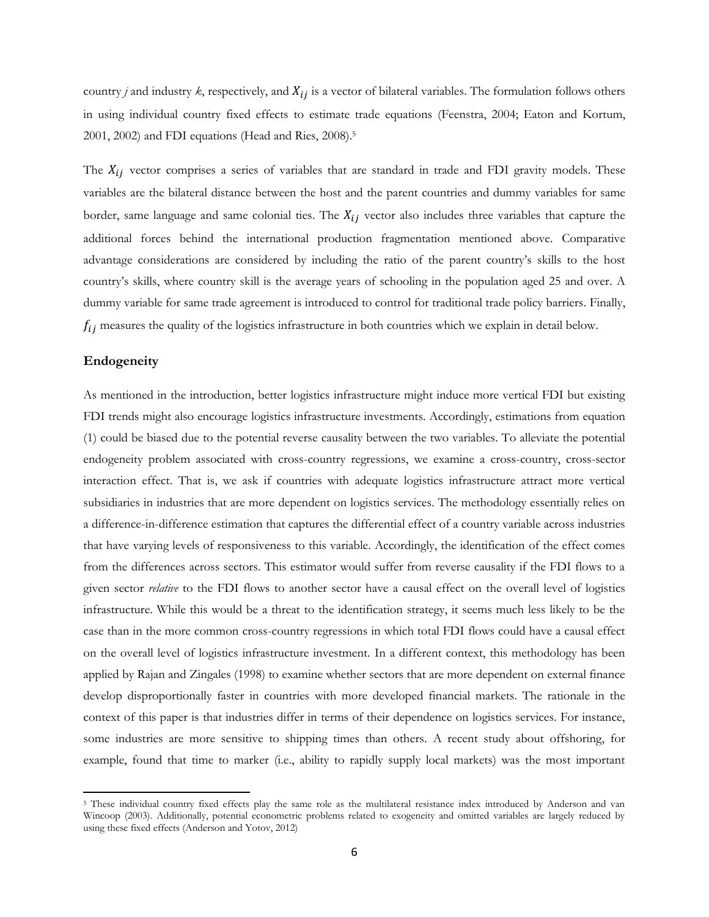country *j* and industry *k*, respectively, and $X_{ij}$ is a vector of bilateral variables. The formulation follows others in using individual country fixed effects to estimate trade equations (Feenstra, 2004; Eaton and Kortum, 2001, 2002) and FDI equations (Head and Ries, 2008).[5]

The $X_{ij}$ vector comprises a series of variables that are standard in trade and FDI gravity models. These variables are the bilateral distance between the host and the parent countries and dummy variables for same border, same language and same colonial ties. The $X_{ij}$ vector also includes three variables that capture the additional forces behind the international production fragmentation mentioned above. Comparative advantage considerations are considered by including the ratio of the parent country's skills to the host country's skills, where country skill is the average years of schooling in the population aged 25 and over. A dummy variable for same trade agreement is introduced to control for traditional trade policy barriers. Finally, $f_{ij}$ measures the quality of the logistics infrastructure in both countries which we explain in detail below.

## Endogeneity

As mentioned in the introduction, better logistics infrastructure might induce more vertical FDI but existing FDI trends might also encourage logistics infrastructure investments. Accordingly, estimations from equation (1) could be biased due to the potential reverse causality between the two variables. To alleviate the potential endogeneity problem associated with cross-country regressions, we examine a cross-country, cross-sector interaction effect. That is, we ask if countries with adequate logistics infrastructure attract more vertical subsidiaries in industries that are more dependent on logistics services. The methodology essentially relies on a difference-in-difference estimation that captures the differential effect of a country variable across industries that have varying levels of responsiveness to this variable. Accordingly, the identification of the effect comes from the differences across sectors. This estimator would suffer from reverse causality if the FDI flows to a given sector *relative* to the FDI flows to another sector have a causal effect on the overall level of logistics infrastructure. While this would be a threat to the identification strategy, it seems much less likely to be the case than in the more common cross-country regressions in which total FDI flows could have a causal effect on the overall level of logistics infrastructure investment. In a different context, this methodology has been applied by Rajan and Zingales (1998) to examine whether sectors that are more dependent on external finance develop disproportionally faster in countries with more developed financial markets. The rationale in the context of this paper is that industries differ in terms of their dependence on logistics services. For instance, some industries are more sensitive to shipping times than others. A recent study about offshoring, for example, found that time to marker (i.e., ability to rapidly supply local markets) was the most important

[5] These individual country fixed effects play the same role as the multilateral resistance index introduced by Anderson and van Wincoop (2003). Additionally, potential econometric problems related to exogeneity and omitted variables are largely reduced by using these fixed effects (Anderson and Yotov, 2012)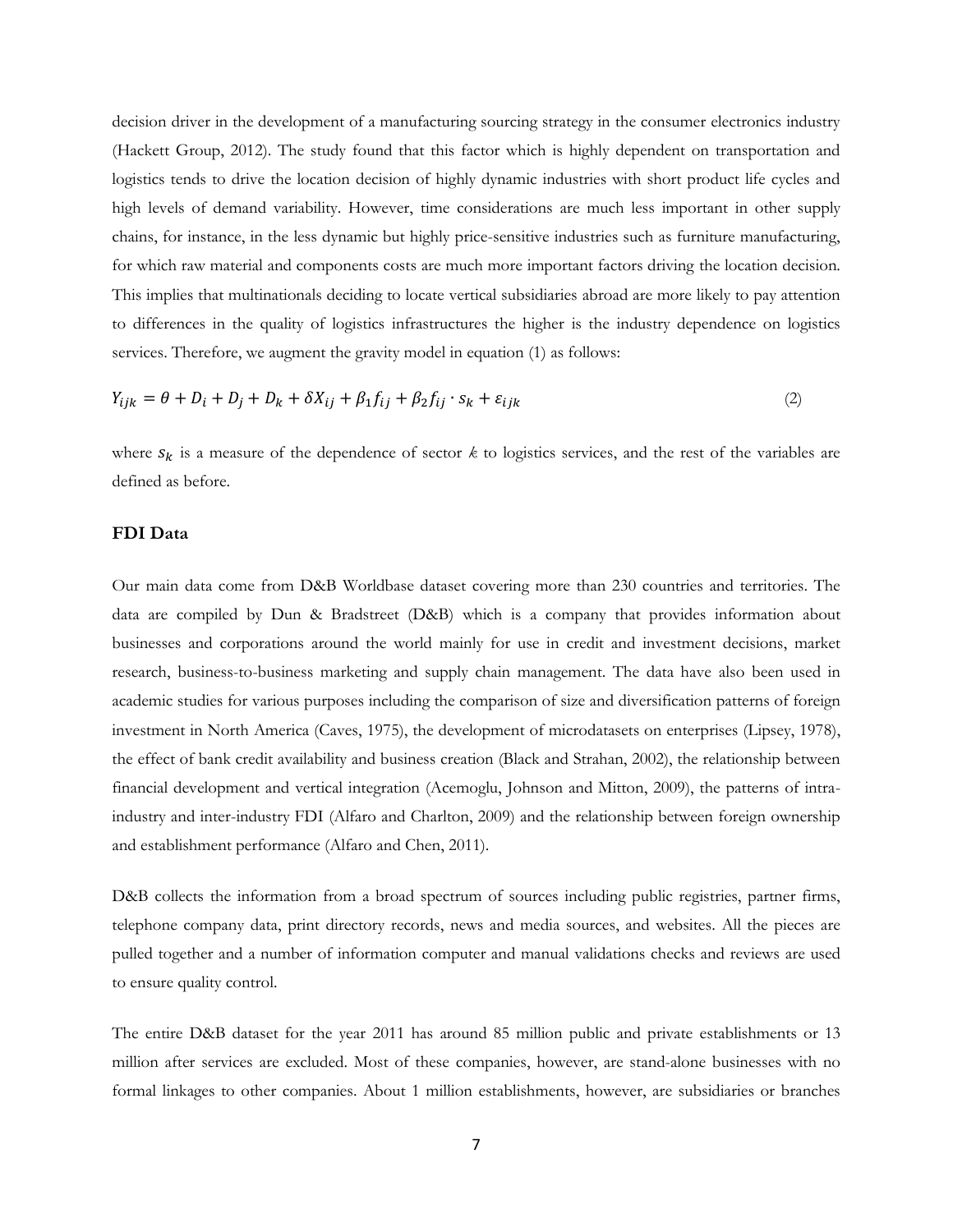decision driver in the development of a manufacturing sourcing strategy in the consumer electronics industry (Hackett Group, 2012). The study found that this factor which is highly dependent on transportation and logistics tends to drive the location decision of highly dynamic industries with short product life cycles and high levels of demand variability. However, time considerations are much less important in other supply chains, for instance, in the less dynamic but highly price-sensitive industries such as furniture manufacturing, for which raw material and components costs are much more important factors driving the location decision. This implies that multinationals deciding to locate vertical subsidiaries abroad are more likely to pay attention to differences in the quality of logistics infrastructures the higher is the industry dependence on logistics services. Therefore, we augment the gravity model in equation (1) as follows:

$$Y_{ijk} = \theta + D_i + D_j + D_k + \delta X_{ij} + \beta_1 f_{ij} + \beta_2 f_{ij} \cdot s_k + \varepsilon_{ijk} \tag{2}$$

where $s_k$ is a measure of the dependence of sector $k$ to logistics services, and the rest of the variables are defined as before.

**FDI Data**

Our main data come from D&B Worldbase dataset covering more than 230 countries and territories. The data are compiled by Dun & Bradstreet (D&B) which is a company that provides information about businesses and corporations around the world mainly for use in credit and investment decisions, market research, business-to-business marketing and supply chain management. The data have also been used in academic studies for various purposes including the comparison of size and diversification patterns of foreign investment in North America (Caves, 1975), the development of microdatasets on enterprises (Lipsey, 1978), the effect of bank credit availability and business creation (Black and Strahan, 2002), the relationship between financial development and vertical integration (Acemoglu, Johnson and Mitton, 2009), the patterns of intra-industry and inter-industry FDI (Alfaro and Charlton, 2009) and the relationship between foreign ownership and establishment performance (Alfaro and Chen, 2011).

D&B collects the information from a broad spectrum of sources including public registries, partner firms, telephone company data, print directory records, news and media sources, and websites. All the pieces are pulled together and a number of information computer and manual validations checks and reviews are used to ensure quality control.

The entire D&B dataset for the year 2011 has around 85 million public and private establishments or 13 million after services are excluded. Most of these companies, however, are stand-alone businesses with no formal linkages to other companies. About 1 million establishments, however, are subsidiaries or branches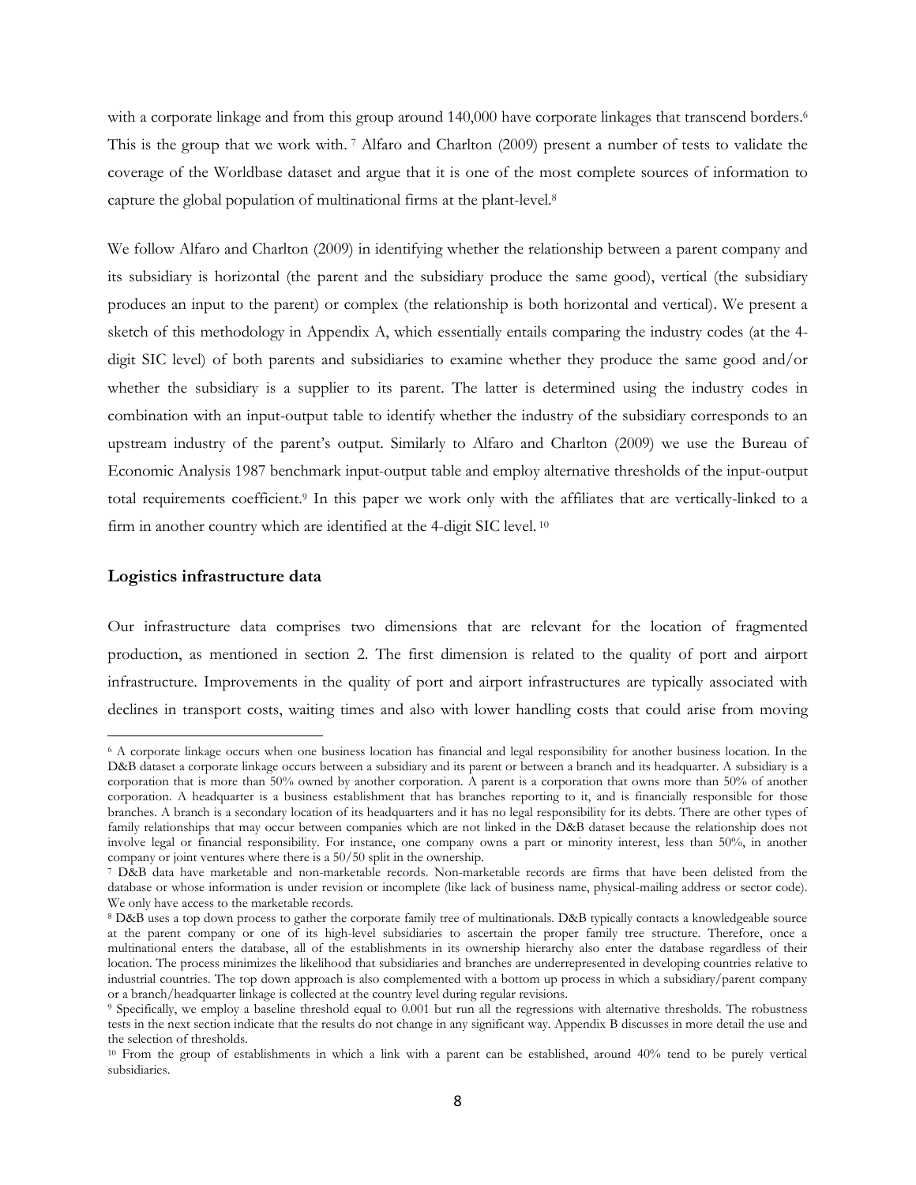with a corporate linkage and from this group around 140,000 have corporate linkages that transcend borders.[6] This is the group that we work with. [7] Alfaro and Charlton (2009) present a number of tests to validate the coverage of the Worldbase dataset and argue that it is one of the most complete sources of information to capture the global population of multinational firms at the plant-level.[8]

We follow Alfaro and Charlton (2009) in identifying whether the relationship between a parent company and its subsidiary is horizontal (the parent and the subsidiary produce the same good), vertical (the subsidiary produces an input to the parent) or complex (the relationship is both horizontal and vertical). We present a sketch of this methodology in Appendix A, which essentially entails comparing the industry codes (at the 4-digit SIC level) of both parents and subsidiaries to examine whether they produce the same good and/or whether the subsidiary is a supplier to its parent. The latter is determined using the industry codes in combination with an input-output table to identify whether the industry of the subsidiary corresponds to an upstream industry of the parent's output. Similarly to Alfaro and Charlton (2009) we use the Bureau of Economic Analysis 1987 benchmark input-output table and employ alternative thresholds of the input-output total requirements coefficient.[9] In this paper we work only with the affiliates that are vertically-linked to a firm in another country which are identified at the 4-digit SIC level. [10]

### Logistics infrastructure data

Our infrastructure data comprises two dimensions that are relevant for the location of fragmented production, as mentioned in section 2. The first dimension is related to the quality of port and airport infrastructure. Improvements in the quality of port and airport infrastructures are typically associated with declines in transport costs, waiting times and also with lower handling costs that could arise from moving

---

[6] A corporate linkage occurs when one business location has financial and legal responsibility for another business location. In the D&B dataset a corporate linkage occurs between a subsidiary and its parent or between a branch and its headquarter. A subsidiary is a corporation that is more than 50% owned by another corporation. A parent is a corporation that owns more than 50% of another corporation. A headquarter is a business establishment that has branches reporting to it, and is financially responsible for those branches. A branch is a secondary location of its headquarters and it has no legal responsibility for its debts. There are other types of family relationships that may occur between companies which are not linked in the D&B dataset because the relationship does not involve legal or financial responsibility. For instance, one company owns a part or minority interest, less than 50%, in another company or joint ventures where there is a 50/50 split in the ownership.

[7] D&B data have marketable and non-marketable records. Non-marketable records are firms that have been delisted from the database or whose information is under revision or incomplete (like lack of business name, physical-mailing address or sector code). We only have access to the marketable records.

[8] D&B uses a top down process to gather the corporate family tree of multinationals. D&B typically contacts a knowledgeable source at the parent company or one of its high-level subsidiaries to ascertain the proper family tree structure. Therefore, once a multinational enters the database, all of the establishments in its ownership hierarchy also enter the database regardless of their location. The process minimizes the likelihood that subsidiaries and branches are underrepresented in developing countries relative to industrial countries. The top down approach is also complemented with a bottom up process in which a subsidiary/parent company or a branch/headquarter linkage is collected at the country level during regular revisions.

[9] Specifically, we employ a baseline threshold equal to 0.001 but run all the regressions with alternative thresholds. The robustness tests in the next section indicate that the results do not change in any significant way. Appendix B discusses in more detail the use and the selection of thresholds.

[10] From the group of establishments in which a link with a parent can be established, around 40% tend to be purely vertical subsidiaries.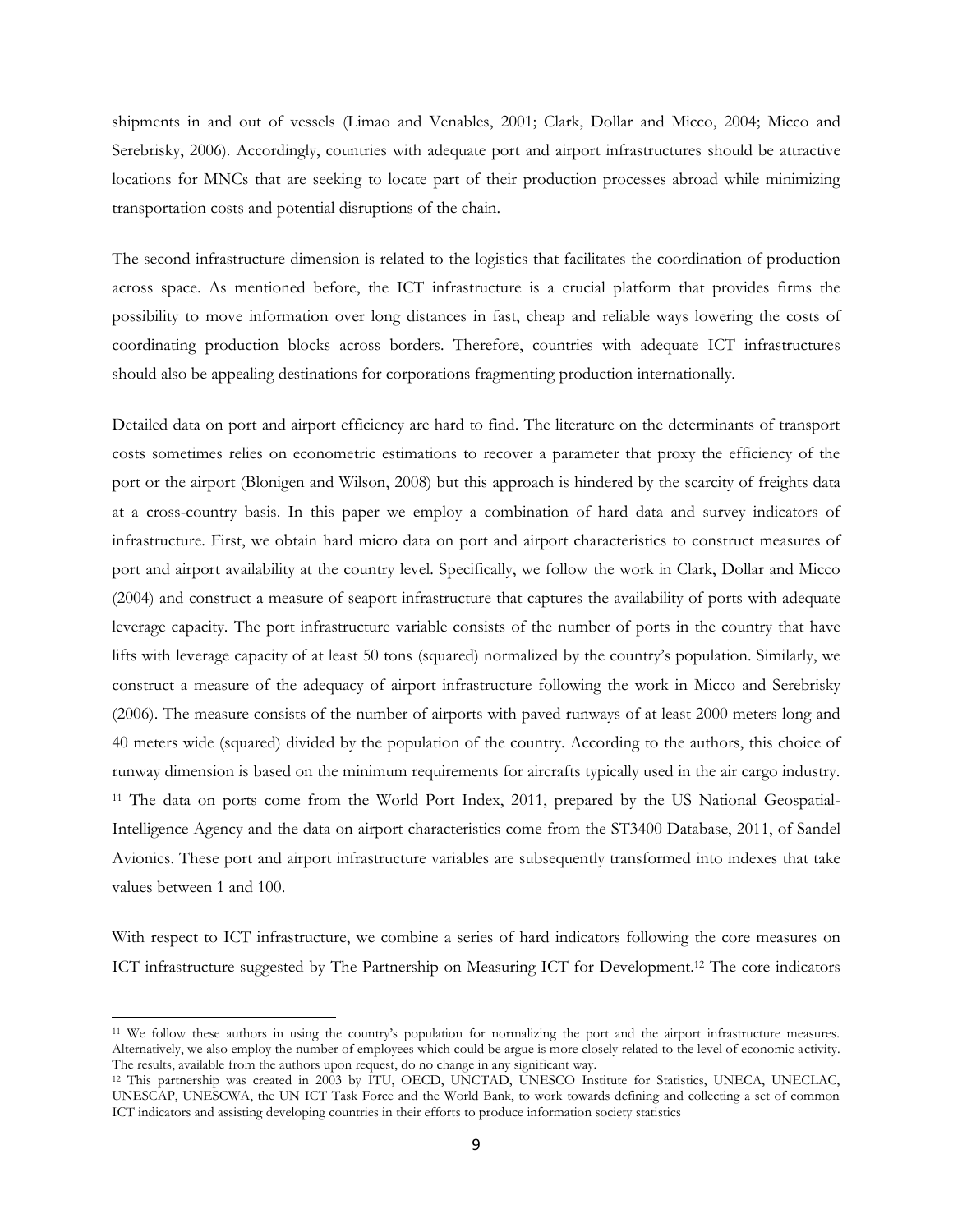shipments in and out of vessels (Limao and Venables, 2001; Clark, Dollar and Micco, 2004; Micco and Serebrisky, 2006). Accordingly, countries with adequate port and airport infrastructures should be attractive locations for MNCs that are seeking to locate part of their production processes abroad while minimizing transportation costs and potential disruptions of the chain.

The second infrastructure dimension is related to the logistics that facilitates the coordination of production across space. As mentioned before, the ICT infrastructure is a crucial platform that provides firms the possibility to move information over long distances in fast, cheap and reliable ways lowering the costs of coordinating production blocks across borders. Therefore, countries with adequate ICT infrastructures should also be appealing destinations for corporations fragmenting production internationally.

Detailed data on port and airport efficiency are hard to find. The literature on the determinants of transport costs sometimes relies on econometric estimations to recover a parameter that proxy the efficiency of the port or the airport (Blonigen and Wilson, 2008) but this approach is hindered by the scarcity of freights data at a cross-country basis. In this paper we employ a combination of hard data and survey indicators of infrastructure. First, we obtain hard micro data on port and airport characteristics to construct measures of port and airport availability at the country level. Specifically, we follow the work in Clark, Dollar and Micco (2004) and construct a measure of seaport infrastructure that captures the availability of ports with adequate leverage capacity. The port infrastructure variable consists of the number of ports in the country that have lifts with leverage capacity of at least 50 tons (squared) normalized by the country's population. Similarly, we construct a measure of the adequacy of airport infrastructure following the work in Micco and Serebrisky (2006). The measure consists of the number of airports with paved runways of at least 2000 meters long and 40 meters wide (squared) divided by the population of the country. According to the authors, this choice of runway dimension is based on the minimum requirements for aircrafts typically used in the air cargo industry. [11] The data on ports come from the World Port Index, 2011, prepared by the US National Geospatial-Intelligence Agency and the data on airport characteristics come from the ST3400 Database, 2011, of Sandel Avionics. These port and airport infrastructure variables are subsequently transformed into indexes that take values between 1 and 100.

With respect to ICT infrastructure, we combine a series of hard indicators following the core measures on ICT infrastructure suggested by The Partnership on Measuring ICT for Development.[12] The core indicators

---

[11] We follow these authors in using the country's population for normalizing the port and the airport infrastructure measures. Alternatively, we also employ the number of employees which could be argue is more closely related to the level of economic activity. The results, available from the authors upon request, do no change in any significant way.

[12] This partnership was created in 2003 by ITU, OECD, UNCTAD, UNESCO Institute for Statistics, UNECA, UNECLAC, UNESCAP, UNESCWA, the UN ICT Task Force and the World Bank, to work towards defining and collecting a set of common ICT indicators and assisting developing countries in their efforts to produce information society statistics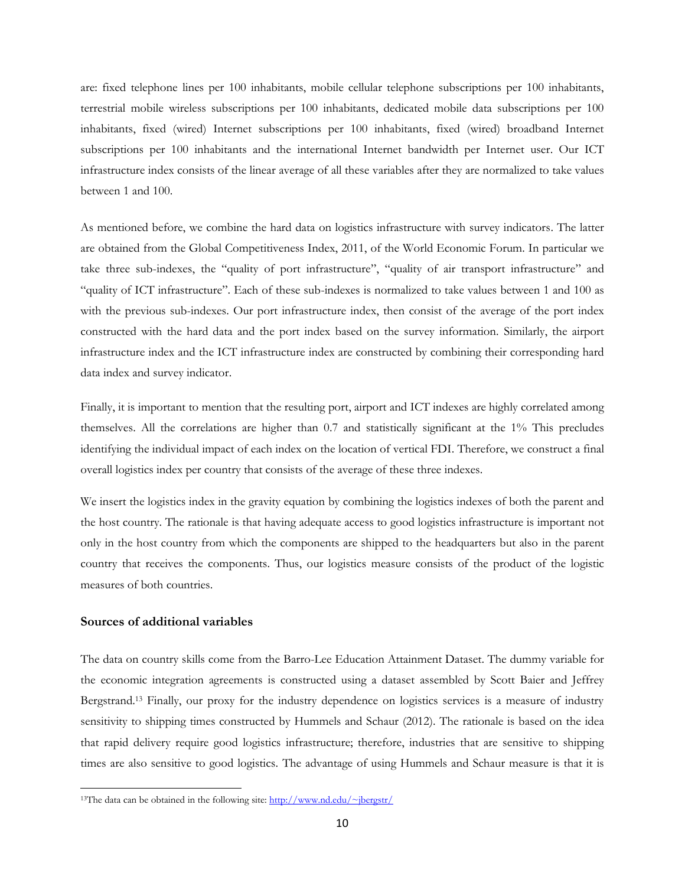are: fixed telephone lines per 100 inhabitants, mobile cellular telephone subscriptions per 100 inhabitants, terrestrial mobile wireless subscriptions per 100 inhabitants, dedicated mobile data subscriptions per 100 inhabitants, fixed (wired) Internet subscriptions per 100 inhabitants, fixed (wired) broadband Internet subscriptions per 100 inhabitants and the international Internet bandwidth per Internet user. Our ICT infrastructure index consists of the linear average of all these variables after they are normalized to take values between 1 and 100.

As mentioned before, we combine the hard data on logistics infrastructure with survey indicators. The latter are obtained from the Global Competitiveness Index, 2011, of the World Economic Forum. In particular we take three sub-indexes, the "quality of port infrastructure", "quality of air transport infrastructure" and "quality of ICT infrastructure". Each of these sub-indexes is normalized to take values between 1 and 100 as with the previous sub-indexes. Our port infrastructure index, then consist of the average of the port index constructed with the hard data and the port index based on the survey information. Similarly, the airport infrastructure index and the ICT infrastructure index are constructed by combining their corresponding hard data index and survey indicator.

Finally, it is important to mention that the resulting port, airport and ICT indexes are highly correlated among themselves. All the correlations are higher than 0.7 and statistically significant at the 1% This precludes identifying the individual impact of each index on the location of vertical FDI. Therefore, we construct a final overall logistics index per country that consists of the average of these three indexes.

We insert the logistics index in the gravity equation by combining the logistics indexes of both the parent and the host country. The rationale is that having adequate access to good logistics infrastructure is important not only in the host country from which the components are shipped to the headquarters but also in the parent country that receives the components. Thus, our logistics measure consists of the product of the logistic measures of both countries.

### Sources of additional variables

The data on country skills come from the Barro-Lee Education Attainment Dataset. The dummy variable for the economic integration agreements is constructed using a dataset assembled by Scott Baier and Jeffrey Bergstrand.[13] Finally, our proxy for the industry dependence on logistics services is a measure of industry sensitivity to shipping times constructed by Hummels and Schaur (2012). The rationale is based on the idea that rapid delivery require good logistics infrastructure; therefore, industries that are sensitive to shipping times are also sensitive to good logistics. The advantage of using Hummels and Schaur measure is that it is

[13]The data can be obtained in the following site: http://www.nd.edu/~jbergstr/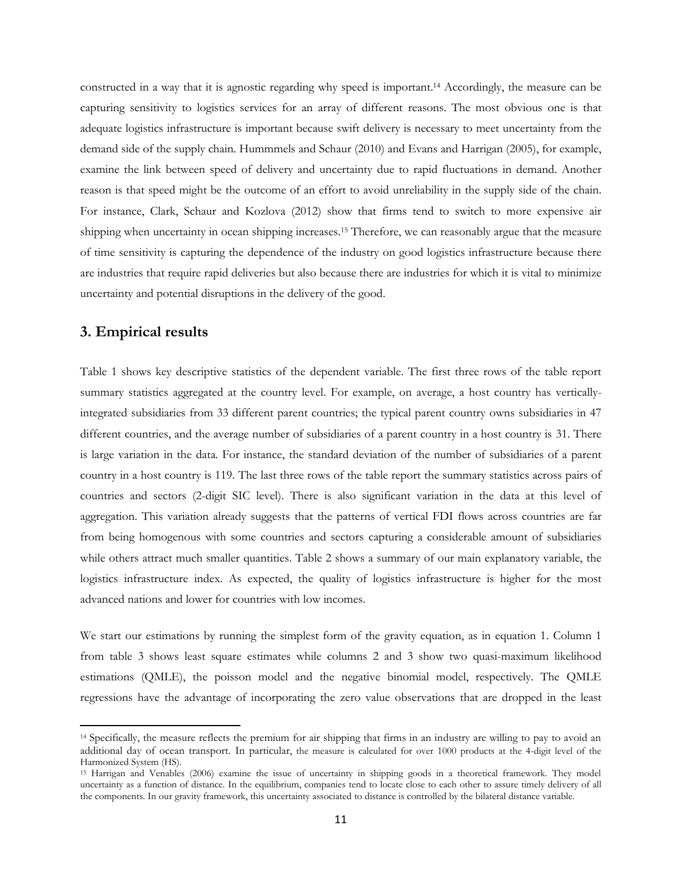constructed in a way that it is agnostic regarding why speed is important.[14] Accordingly, the measure can be capturing sensitivity to logistics services for an array of different reasons. The most obvious one is that adequate logistics infrastructure is important because swift delivery is necessary to meet uncertainty from the demand side of the supply chain. Hummmels and Schaur (2010) and Evans and Harrigan (2005), for example, examine the link between speed of delivery and uncertainty due to rapid fluctuations in demand. Another reason is that speed might be the outcome of an effort to avoid unreliability in the supply side of the chain. For instance, Clark, Schaur and Kozlova (2012) show that firms tend to switch to more expensive air shipping when uncertainty in ocean shipping increases.[15] Therefore, we can reasonably argue that the measure of time sensitivity is capturing the dependence of the industry on good logistics infrastructure because there are industries that require rapid deliveries but also because there are industries for which it is vital to minimize uncertainty and potential disruptions in the delivery of the good.

## 3. Empirical results

Table 1 shows key descriptive statistics of the dependent variable. The first three rows of the table report summary statistics aggregated at the country level. For example, on average, a host country has vertically-integrated subsidiaries from 33 different parent countries; the typical parent country owns subsidiaries in 47 different countries, and the average number of subsidiaries of a parent country in a host country is 31. There is large variation in the data. For instance, the standard deviation of the number of subsidiaries of a parent country in a host country is 119. The last three rows of the table report the summary statistics across pairs of countries and sectors (2-digit SIC level). There is also significant variation in the data at this level of aggregation. This variation already suggests that the patterns of vertical FDI flows across countries are far from being homogenous with some countries and sectors capturing a considerable amount of subsidiaries while others attract much smaller quantities. Table 2 shows a summary of our main explanatory variable, the logistics infrastructure index. As expected, the quality of logistics infrastructure is higher for the most advanced nations and lower for countries with low incomes.

We start our estimations by running the simplest form of the gravity equation, as in equation 1. Column 1 from table 3 shows least square estimates while columns 2 and 3 show two quasi-maximum likelihood estimations (QMLE), the poisson model and the negative binomial model, respectively. The QMLE regressions have the advantage of incorporating the zero value observations that are dropped in the least

---

[14] Specifically, the measure reflects the premium for air shipping that firms in an industry are willing to pay to avoid an additional day of ocean transport. In particular, the measure is calculated for over 1000 products at the 4-digit level of the Harmonized System (HS).

[15] Harrigan and Venables (2006) examine the issue of uncertainty in shipping goods in a theoretical framework. They model uncertainty as a function of distance. In the equilibrium, companies tend to locate close to each other to assure timely delivery of all the components. In our gravity framework, this uncertainty associated to distance is controlled by the bilateral distance variable.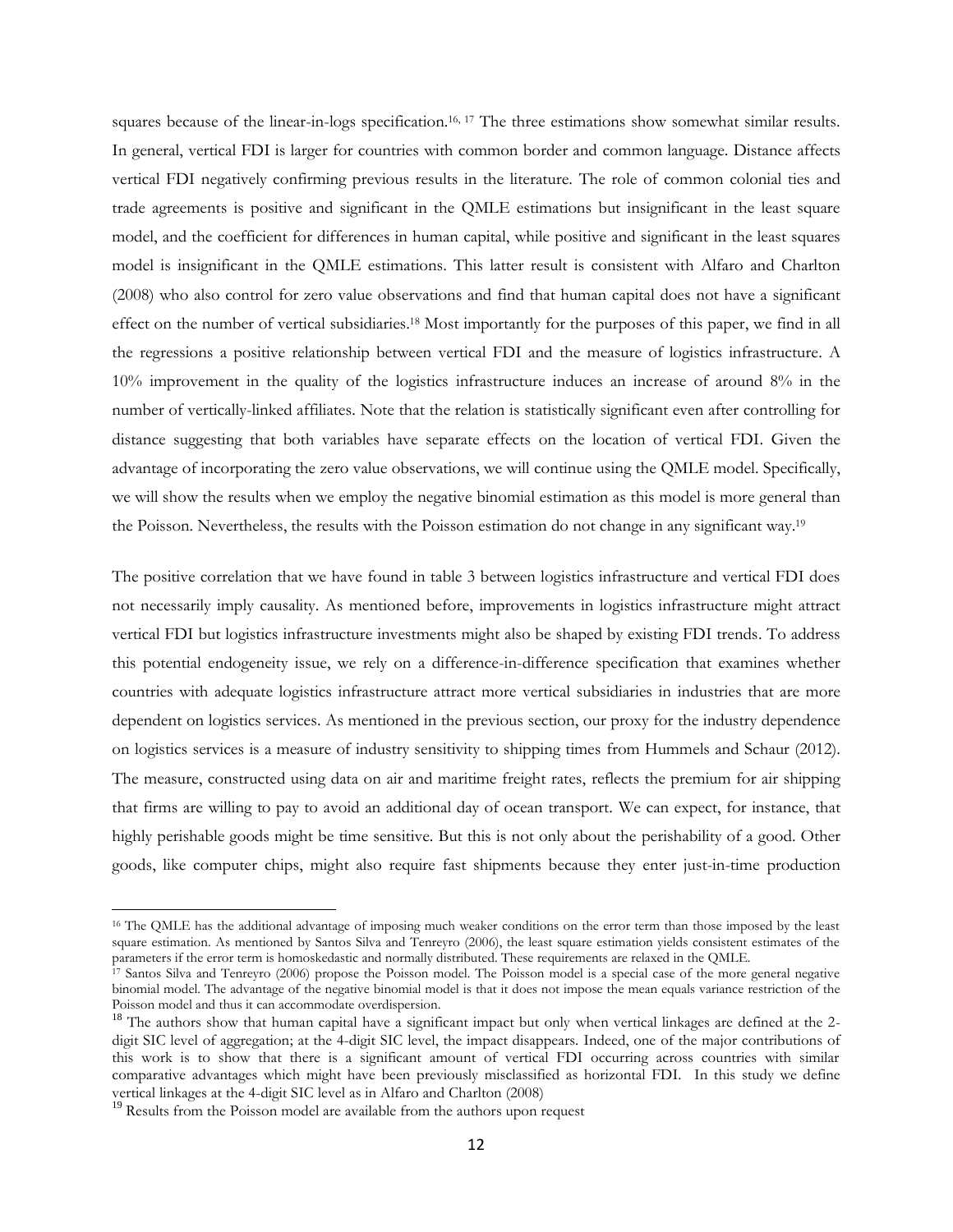squares because of the linear-in-logs specification.[16, 17] The three estimations show somewhat similar results. In general, vertical FDI is larger for countries with common border and common language. Distance affects vertical FDI negatively confirming previous results in the literature. The role of common colonial ties and trade agreements is positive and significant in the QMLE estimations but insignificant in the least square model, and the coefficient for differences in human capital, while positive and significant in the least squares model is insignificant in the QMLE estimations. This latter result is consistent with Alfaro and Charlton (2008) who also control for zero value observations and find that human capital does not have a significant effect on the number of vertical subsidiaries.[18] Most importantly for the purposes of this paper, we find in all the regressions a positive relationship between vertical FDI and the measure of logistics infrastructure. A 10% improvement in the quality of the logistics infrastructure induces an increase of around 8% in the number of vertically-linked affiliates. Note that the relation is statistically significant even after controlling for distance suggesting that both variables have separate effects on the location of vertical FDI. Given the advantage of incorporating the zero value observations, we will continue using the QMLE model. Specifically, we will show the results when we employ the negative binomial estimation as this model is more general than the Poisson. Nevertheless, the results with the Poisson estimation do not change in any significant way.[19]

The positive correlation that we have found in table 3 between logistics infrastructure and vertical FDI does not necessarily imply causality. As mentioned before, improvements in logistics infrastructure might attract vertical FDI but logistics infrastructure investments might also be shaped by existing FDI trends. To address this potential endogeneity issue, we rely on a difference-in-difference specification that examines whether countries with adequate logistics infrastructure attract more vertical subsidiaries in industries that are more dependent on logistics services. As mentioned in the previous section, our proxy for the industry dependence on logistics services is a measure of industry sensitivity to shipping times from Hummels and Schaur (2012). The measure, constructed using data on air and maritime freight rates, reflects the premium for air shipping that firms are willing to pay to avoid an additional day of ocean transport. We can expect, for instance, that highly perishable goods might be time sensitive. But this is not only about the perishability of a good. Other goods, like computer chips, might also require fast shipments because they enter just-in-time production

---

[16] The QMLE has the additional advantage of imposing much weaker conditions on the error term than those imposed by the least square estimation. As mentioned by Santos Silva and Tenreyro (2006), the least square estimation yields consistent estimates of the parameters if the error term is homoskedastic and normally distributed. These requirements are relaxed in the QMLE.

[17] Santos Silva and Tenreyro (2006) propose the Poisson model. The Poisson model is a special case of the more general negative binomial model. The advantage of the negative binomial model is that it does not impose the mean equals variance restriction of the Poisson model and thus it can accommodate overdispersion.

[18] The authors show that human capital have a significant impact but only when vertical linkages are defined at the 2-digit SIC level of aggregation; at the 4-digit SIC level, the impact disappears. Indeed, one of the major contributions of this work is to show that there is a significant amount of vertical FDI occurring across countries with similar comparative advantages which might have been previously misclassified as horizontal FDI. In this study we define vertical linkages at the 4-digit SIC level as in Alfaro and Charlton (2008)

[19] Results from the Poisson model are available from the authors upon request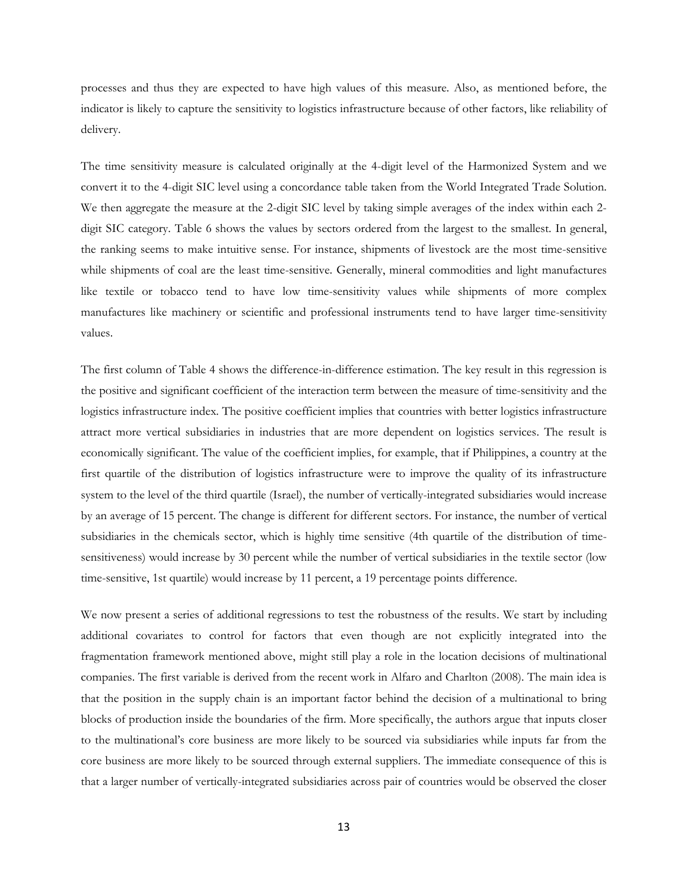processes and thus they are expected to have high values of this measure. Also, as mentioned before, the indicator is likely to capture the sensitivity to logistics infrastructure because of other factors, like reliability of delivery.

The time sensitivity measure is calculated originally at the 4-digit level of the Harmonized System and we convert it to the 4-digit SIC level using a concordance table taken from the World Integrated Trade Solution. We then aggregate the measure at the 2-digit SIC level by taking simple averages of the index within each 2-digit SIC category. Table 6 shows the values by sectors ordered from the largest to the smallest. In general, the ranking seems to make intuitive sense. For instance, shipments of livestock are the most time-sensitive while shipments of coal are the least time-sensitive. Generally, mineral commodities and light manufactures like textile or tobacco tend to have low time-sensitivity values while shipments of more complex manufactures like machinery or scientific and professional instruments tend to have larger time-sensitivity values.

The first column of Table 4 shows the difference-in-difference estimation. The key result in this regression is the positive and significant coefficient of the interaction term between the measure of time-sensitivity and the logistics infrastructure index. The positive coefficient implies that countries with better logistics infrastructure attract more vertical subsidiaries in industries that are more dependent on logistics services. The result is economically significant. The value of the coefficient implies, for example, that if Philippines, a country at the first quartile of the distribution of logistics infrastructure were to improve the quality of its infrastructure system to the level of the third quartile (Israel), the number of vertically-integrated subsidiaries would increase by an average of 15 percent. The change is different for different sectors. For instance, the number of vertical subsidiaries in the chemicals sector, which is highly time sensitive (4th quartile of the distribution of time-sensitiveness) would increase by 30 percent while the number of vertical subsidiaries in the textile sector (low time-sensitive, 1st quartile) would increase by 11 percent, a 19 percentage points difference.

We now present a series of additional regressions to test the robustness of the results. We start by including additional covariates to control for factors that even though are not explicitly integrated into the fragmentation framework mentioned above, might still play a role in the location decisions of multinational companies. The first variable is derived from the recent work in Alfaro and Charlton (2008). The main idea is that the position in the supply chain is an important factor behind the decision of a multinational to bring blocks of production inside the boundaries of the firm. More specifically, the authors argue that inputs closer to the multinational's core business are more likely to be sourced via subsidiaries while inputs far from the core business are more likely to be sourced through external suppliers. The immediate consequence of this is that a larger number of vertically-integrated subsidiaries across pair of countries would be observed the closer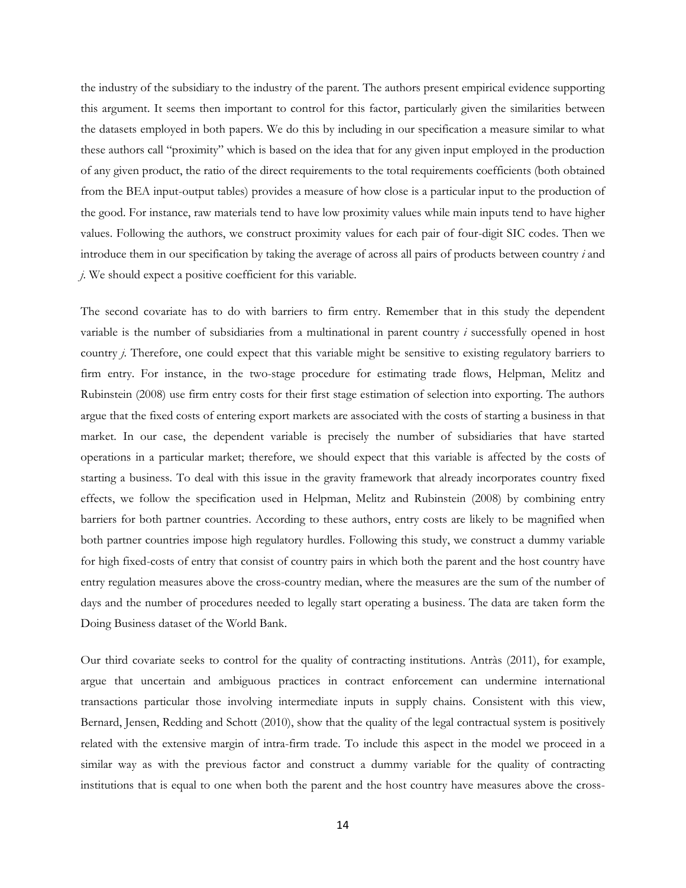the industry of the subsidiary to the industry of the parent. The authors present empirical evidence supporting this argument. It seems then important to control for this factor, particularly given the similarities between the datasets employed in both papers. We do this by including in our specification a measure similar to what these authors call "proximity" which is based on the idea that for any given input employed in the production of any given product, the ratio of the direct requirements to the total requirements coefficients (both obtained from the BEA input-output tables) provides a measure of how close is a particular input to the production of the good. For instance, raw materials tend to have low proximity values while main inputs tend to have higher values. Following the authors, we construct proximity values for each pair of four-digit SIC codes. Then we introduce them in our specification by taking the average of across all pairs of products between country *i* and *j*. We should expect a positive coefficient for this variable.

The second covariate has to do with barriers to firm entry. Remember that in this study the dependent variable is the number of subsidiaries from a multinational in parent country *i* successfully opened in host country *j*. Therefore, one could expect that this variable might be sensitive to existing regulatory barriers to firm entry. For instance, in the two-stage procedure for estimating trade flows, Helpman, Melitz and Rubinstein (2008) use firm entry costs for their first stage estimation of selection into exporting. The authors argue that the fixed costs of entering export markets are associated with the costs of starting a business in that market. In our case, the dependent variable is precisely the number of subsidiaries that have started operations in a particular market; therefore, we should expect that this variable is affected by the costs of starting a business. To deal with this issue in the gravity framework that already incorporates country fixed effects, we follow the specification used in Helpman, Melitz and Rubinstein (2008) by combining entry barriers for both partner countries. According to these authors, entry costs are likely to be magnified when both partner countries impose high regulatory hurdles. Following this study, we construct a dummy variable for high fixed-costs of entry that consist of country pairs in which both the parent and the host country have entry regulation measures above the cross-country median, where the measures are the sum of the number of days and the number of procedures needed to legally start operating a business. The data are taken form the Doing Business dataset of the World Bank.

Our third covariate seeks to control for the quality of contracting institutions. Antràs (2011), for example, argue that uncertain and ambiguous practices in contract enforcement can undermine international transactions particular those involving intermediate inputs in supply chains. Consistent with this view, Bernard, Jensen, Redding and Schott (2010), show that the quality of the legal contractual system is positively related with the extensive margin of intra-firm trade. To include this aspect in the model we proceed in a similar way as with the previous factor and construct a dummy variable for the quality of contracting institutions that is equal to one when both the parent and the host country have measures above the cross-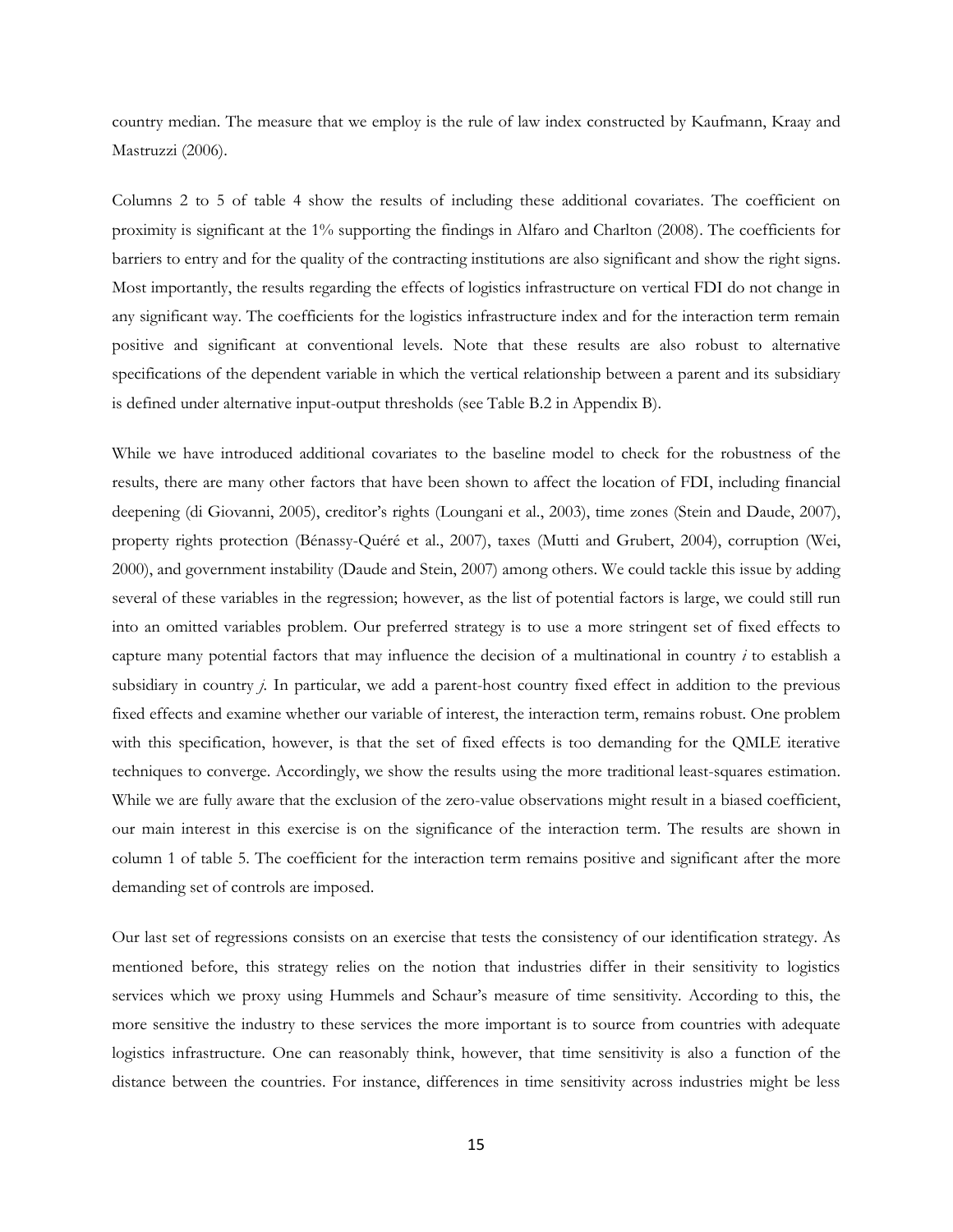country median. The measure that we employ is the rule of law index constructed by Kaufmann, Kraay and Mastruzzi (2006).

Columns 2 to 5 of table 4 show the results of including these additional covariates. The coefficient on proximity is significant at the 1% supporting the findings in Alfaro and Charlton (2008). The coefficients for barriers to entry and for the quality of the contracting institutions are also significant and show the right signs. Most importantly, the results regarding the effects of logistics infrastructure on vertical FDI do not change in any significant way. The coefficients for the logistics infrastructure index and for the interaction term remain positive and significant at conventional levels. Note that these results are also robust to alternative specifications of the dependent variable in which the vertical relationship between a parent and its subsidiary is defined under alternative input-output thresholds (see Table B.2 in Appendix B).

While we have introduced additional covariates to the baseline model to check for the robustness of the results, there are many other factors that have been shown to affect the location of FDI, including financial deepening (di Giovanni, 2005), creditor's rights (Loungani et al., 2003), time zones (Stein and Daude, 2007), property rights protection (Bénassy-Quéré et al., 2007), taxes (Mutti and Grubert, 2004), corruption (Wei, 2000), and government instability (Daude and Stein, 2007) among others. We could tackle this issue by adding several of these variables in the regression; however, as the list of potential factors is large, we could still run into an omitted variables problem. Our preferred strategy is to use a more stringent set of fixed effects to capture many potential factors that may influence the decision of a multinational in country *i* to establish a subsidiary in country *j*. In particular, we add a parent-host country fixed effect in addition to the previous fixed effects and examine whether our variable of interest, the interaction term, remains robust. One problem with this specification, however, is that the set of fixed effects is too demanding for the QMLE iterative techniques to converge. Accordingly, we show the results using the more traditional least-squares estimation. While we are fully aware that the exclusion of the zero-value observations might result in a biased coefficient, our main interest in this exercise is on the significance of the interaction term. The results are shown in column 1 of table 5. The coefficient for the interaction term remains positive and significant after the more demanding set of controls are imposed.

Our last set of regressions consists on an exercise that tests the consistency of our identification strategy. As mentioned before, this strategy relies on the notion that industries differ in their sensitivity to logistics services which we proxy using Hummels and Schaur's measure of time sensitivity. According to this, the more sensitive the industry to these services the more important is to source from countries with adequate logistics infrastructure. One can reasonably think, however, that time sensitivity is also a function of the distance between the countries. For instance, differences in time sensitivity across industries might be less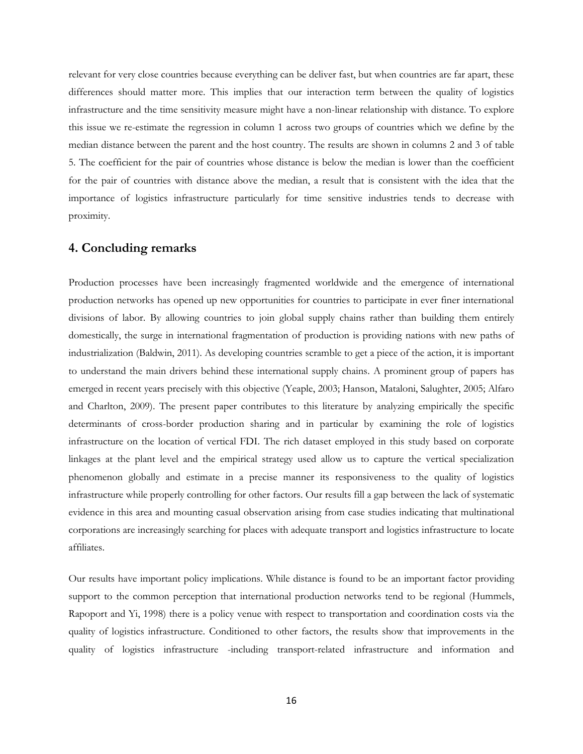relevant for very close countries because everything can be deliver fast, but when countries are far apart, these differences should matter more. This implies that our interaction term between the quality of logistics infrastructure and the time sensitivity measure might have a non-linear relationship with distance. To explore this issue we re-estimate the regression in column 1 across two groups of countries which we define by the median distance between the parent and the host country. The results are shown in columns 2 and 3 of table 5. The coefficient for the pair of countries whose distance is below the median is lower than the coefficient for the pair of countries with distance above the median, a result that is consistent with the idea that the importance of logistics infrastructure particularly for time sensitive industries tends to decrease with proximity.

## 4. Concluding remarks

Production processes have been increasingly fragmented worldwide and the emergence of international production networks has opened up new opportunities for countries to participate in ever finer international divisions of labor. By allowing countries to join global supply chains rather than building them entirely domestically, the surge in international fragmentation of production is providing nations with new paths of industrialization (Baldwin, 2011). As developing countries scramble to get a piece of the action, it is important to understand the main drivers behind these international supply chains. A prominent group of papers has emerged in recent years precisely with this objective (Yeaple, 2003; Hanson, Mataloni, Salughter, 2005; Alfaro and Charlton, 2009). The present paper contributes to this literature by analyzing empirically the specific determinants of cross-border production sharing and in particular by examining the role of logistics infrastructure on the location of vertical FDI. The rich dataset employed in this study based on corporate linkages at the plant level and the empirical strategy used allow us to capture the vertical specialization phenomenon globally and estimate in a precise manner its responsiveness to the quality of logistics infrastructure while properly controlling for other factors. Our results fill a gap between the lack of systematic evidence in this area and mounting casual observation arising from case studies indicating that multinational corporations are increasingly searching for places with adequate transport and logistics infrastructure to locate affiliates.

Our results have important policy implications. While distance is found to be an important factor providing support to the common perception that international production networks tend to be regional (Hummels, Rapoport and Yi, 1998) there is a policy venue with respect to transportation and coordination costs via the quality of logistics infrastructure. Conditioned to other factors, the results show that improvements in the quality of logistics infrastructure -including transport-related infrastructure and information and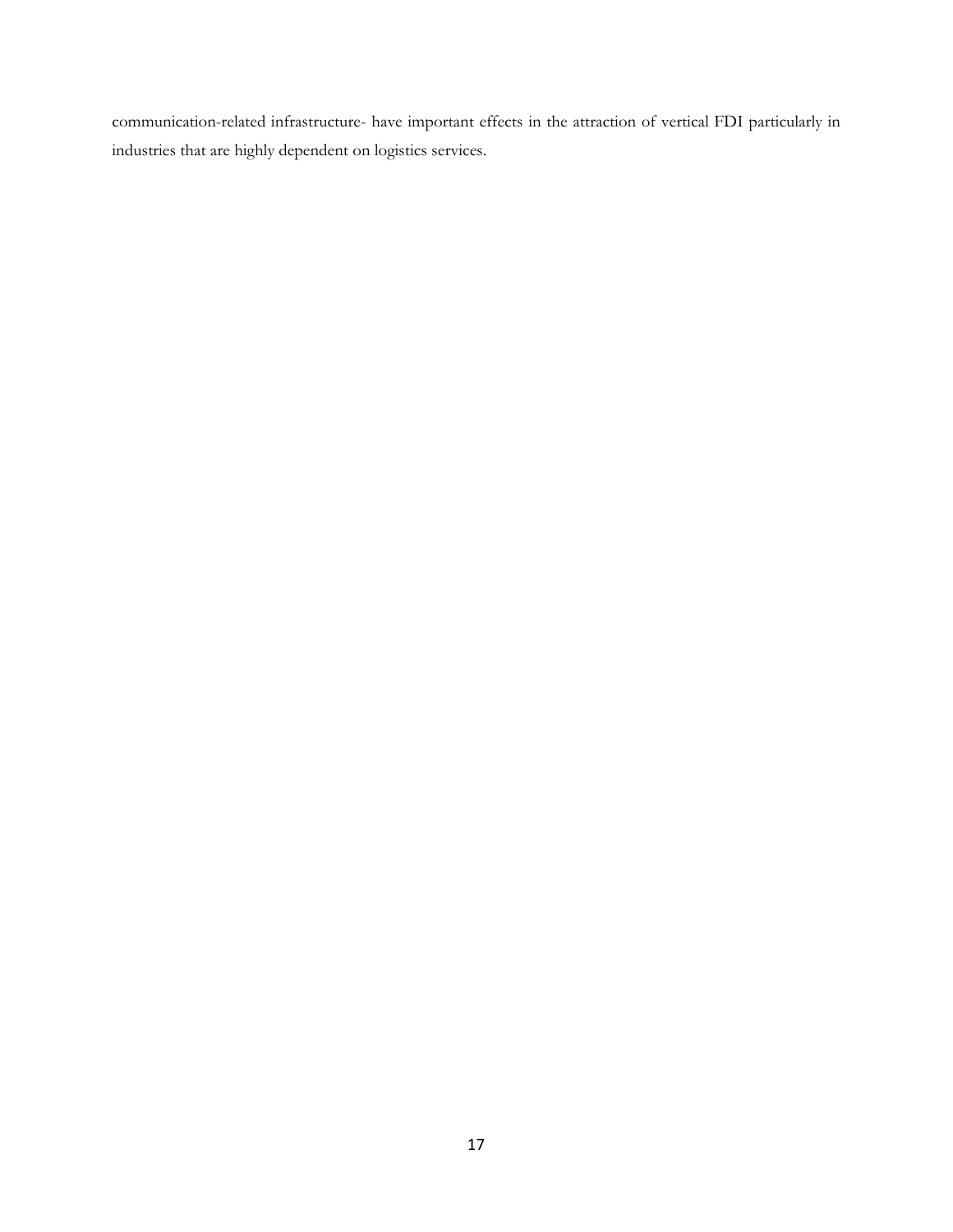communication-related infrastructure- have important effects in the attraction of vertical FDI particularly in industries that are highly dependent on logistics services.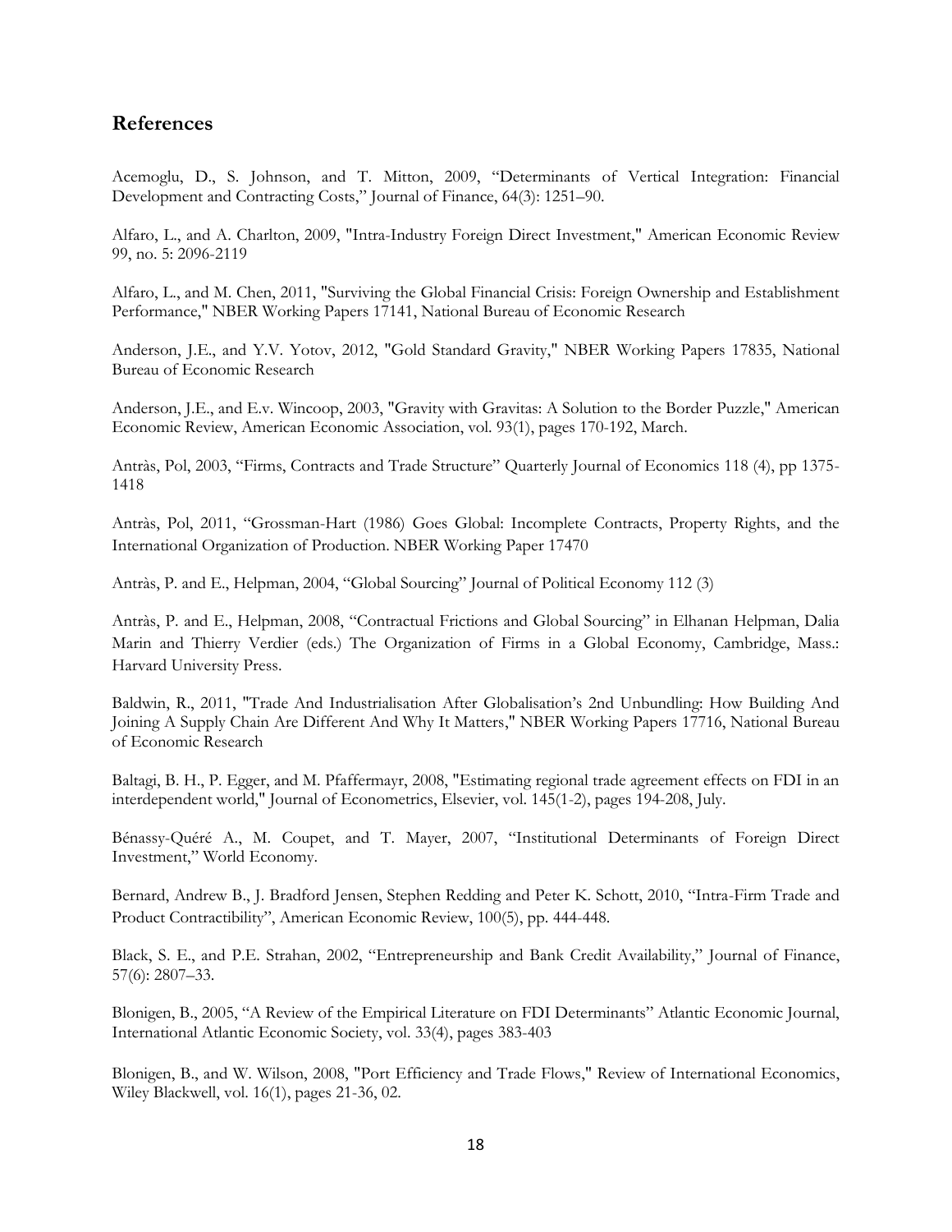## References

Acemoglu, D., S. Johnson, and T. Mitton, 2009, "Determinants of Vertical Integration: Financial Development and Contracting Costs," Journal of Finance, 64(3): 1251–90.

Alfaro, L., and A. Charlton, 2009, "Intra-Industry Foreign Direct Investment," American Economic Review 99, no. 5: 2096-2119

Alfaro, L., and M. Chen, 2011, "Surviving the Global Financial Crisis: Foreign Ownership and Establishment Performance," NBER Working Papers 17141, National Bureau of Economic Research

Anderson, J.E., and Y.V. Yotov, 2012, "Gold Standard Gravity," NBER Working Papers 17835, National Bureau of Economic Research

Anderson, J.E., and E.v. Wincoop, 2003, "Gravity with Gravitas: A Solution to the Border Puzzle," American Economic Review, American Economic Association, vol. 93(1), pages 170-192, March.

Antràs, Pol, 2003, "Firms, Contracts and Trade Structure" Quarterly Journal of Economics 118 (4), pp 1375-1418

Antràs, Pol, 2011, "Grossman-Hart (1986) Goes Global: Incomplete Contracts, Property Rights, and the International Organization of Production. NBER Working Paper 17470

Antràs, P. and E., Helpman, 2004, "Global Sourcing" Journal of Political Economy 112 (3)

Antràs, P. and E., Helpman, 2008, "Contractual Frictions and Global Sourcing" in Elhanan Helpman, Dalia Marin and Thierry Verdier (eds.) The Organization of Firms in a Global Economy, Cambridge, Mass.: Harvard University Press.

Baldwin, R., 2011, "Trade And Industrialisation After Globalisation's 2nd Unbundling: How Building And Joining A Supply Chain Are Different And Why It Matters," NBER Working Papers 17716, National Bureau of Economic Research

Baltagi, B. H., P. Egger, and M. Pfaffermayr, 2008, "Estimating regional trade agreement effects on FDI in an interdependent world," Journal of Econometrics, Elsevier, vol. 145(1-2), pages 194-208, July.

Bénassy-Quéré A., M. Coupet, and T. Mayer, 2007, "Institutional Determinants of Foreign Direct Investment," World Economy.

Bernard, Andrew B., J. Bradford Jensen, Stephen Redding and Peter K. Schott, 2010, "Intra-Firm Trade and Product Contractibility", American Economic Review, 100(5), pp. 444-448.

Black, S. E., and P.E. Strahan, 2002, "Entrepreneurship and Bank Credit Availability," Journal of Finance, 57(6): 2807–33.

Blonigen, B., 2005, "A Review of the Empirical Literature on FDI Determinants" Atlantic Economic Journal, International Atlantic Economic Society, vol. 33(4), pages 383-403

Blonigen, B., and W. Wilson, 2008, "Port Efficiency and Trade Flows," Review of International Economics, Wiley Blackwell, vol. 16(1), pages 21-36, 02.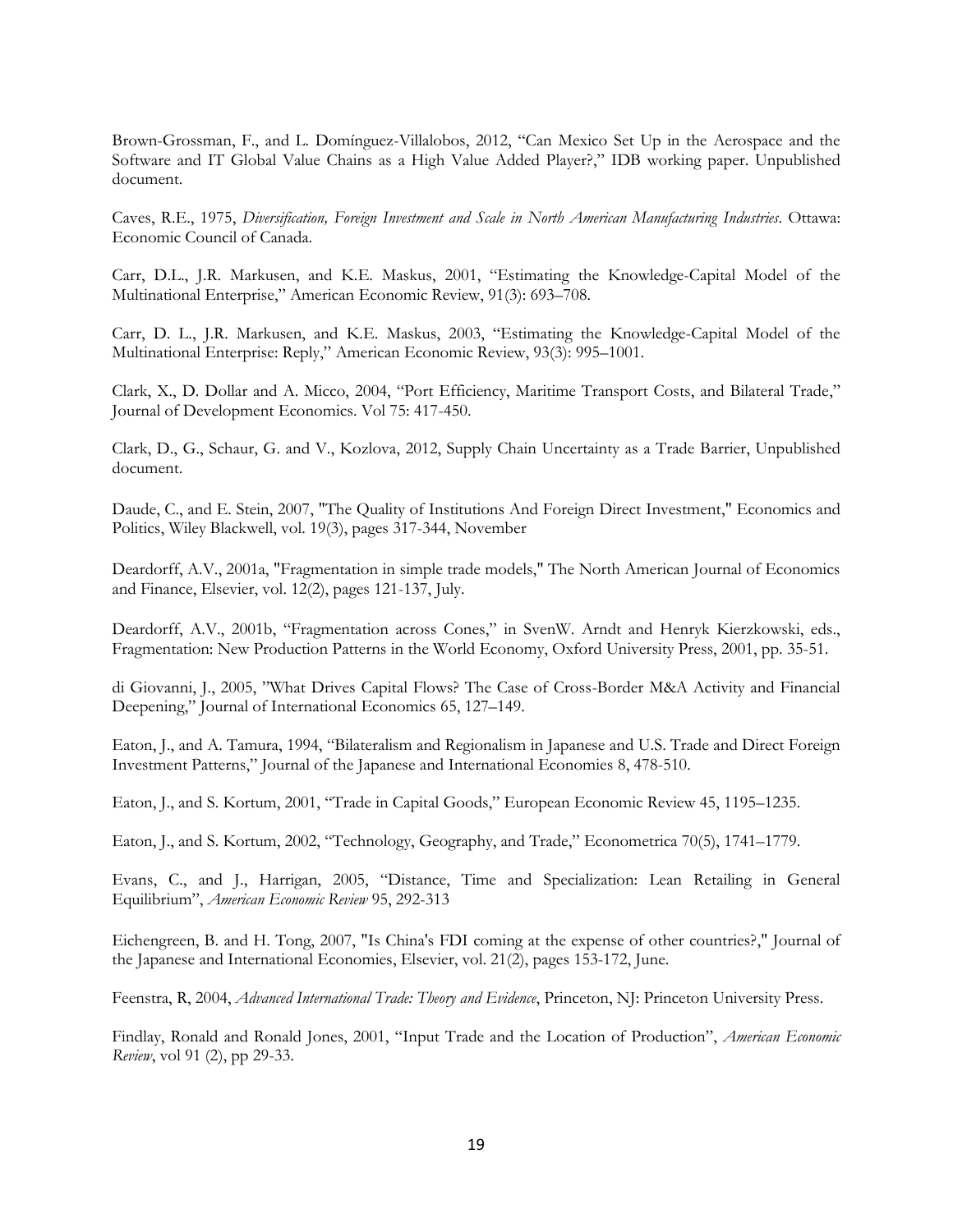Brown-Grossman, F., and L. Domínguez-Villalobos, 2012, "Can Mexico Set Up in the Aerospace and the Software and IT Global Value Chains as a High Value Added Player?," IDB working paper. Unpublished document.

Caves, R.E., 1975, *Diversification, Foreign Investment and Scale in North American Manufacturing Industries*. Ottawa: Economic Council of Canada.

Carr, D.L., J.R. Markusen, and K.E. Maskus, 2001, "Estimating the Knowledge-Capital Model of the Multinational Enterprise," American Economic Review, 91(3): 693–708.

Carr, D. L., J.R. Markusen, and K.E. Maskus, 2003, "Estimating the Knowledge-Capital Model of the Multinational Enterprise: Reply," American Economic Review, 93(3): 995–1001.

Clark, X., D. Dollar and A. Micco, 2004, "Port Efficiency, Maritime Transport Costs, and Bilateral Trade," Journal of Development Economics. Vol 75: 417-450.

Clark, D., G., Schaur, G. and V., Kozlova, 2012, Supply Chain Uncertainty as a Trade Barrier, Unpublished document.

Daude, C., and E. Stein, 2007, "The Quality of Institutions And Foreign Direct Investment," Economics and Politics, Wiley Blackwell, vol. 19(3), pages 317-344, November

Deardorff, A.V., 2001a, "Fragmentation in simple trade models," The North American Journal of Economics and Finance, Elsevier, vol. 12(2), pages 121-137, July.

Deardorff, A.V., 2001b, "Fragmentation across Cones," in SvenW. Arndt and Henryk Kierzkowski, eds., Fragmentation: New Production Patterns in the World Economy, Oxford University Press, 2001, pp. 35-51.

di Giovanni, J., 2005, "What Drives Capital Flows? The Case of Cross-Border M&A Activity and Financial Deepening," Journal of International Economics 65, 127–149.

Eaton, J., and A. Tamura, 1994, "Bilateralism and Regionalism in Japanese and U.S. Trade and Direct Foreign Investment Patterns," Journal of the Japanese and International Economies 8, 478-510.

Eaton, J., and S. Kortum, 2001, "Trade in Capital Goods," European Economic Review 45, 1195–1235.

Eaton, J., and S. Kortum, 2002, "Technology, Geography, and Trade," Econometrica 70(5), 1741–1779.

Evans, C., and J., Harrigan, 2005, "Distance, Time and Specialization: Lean Retailing in General Equilibrium", *American Economic Review* 95, 292-313

Eichengreen, B. and H. Tong, 2007, "Is China's FDI coming at the expense of other countries?," Journal of the Japanese and International Economies, Elsevier, vol. 21(2), pages 153-172, June.

Feenstra, R, 2004, *Advanced International Trade: Theory and Evidence*, Princeton, NJ: Princeton University Press.

Findlay, Ronald and Ronald Jones, 2001, "Input Trade and the Location of Production", *American Economic Review*, vol 91 (2), pp 29-33.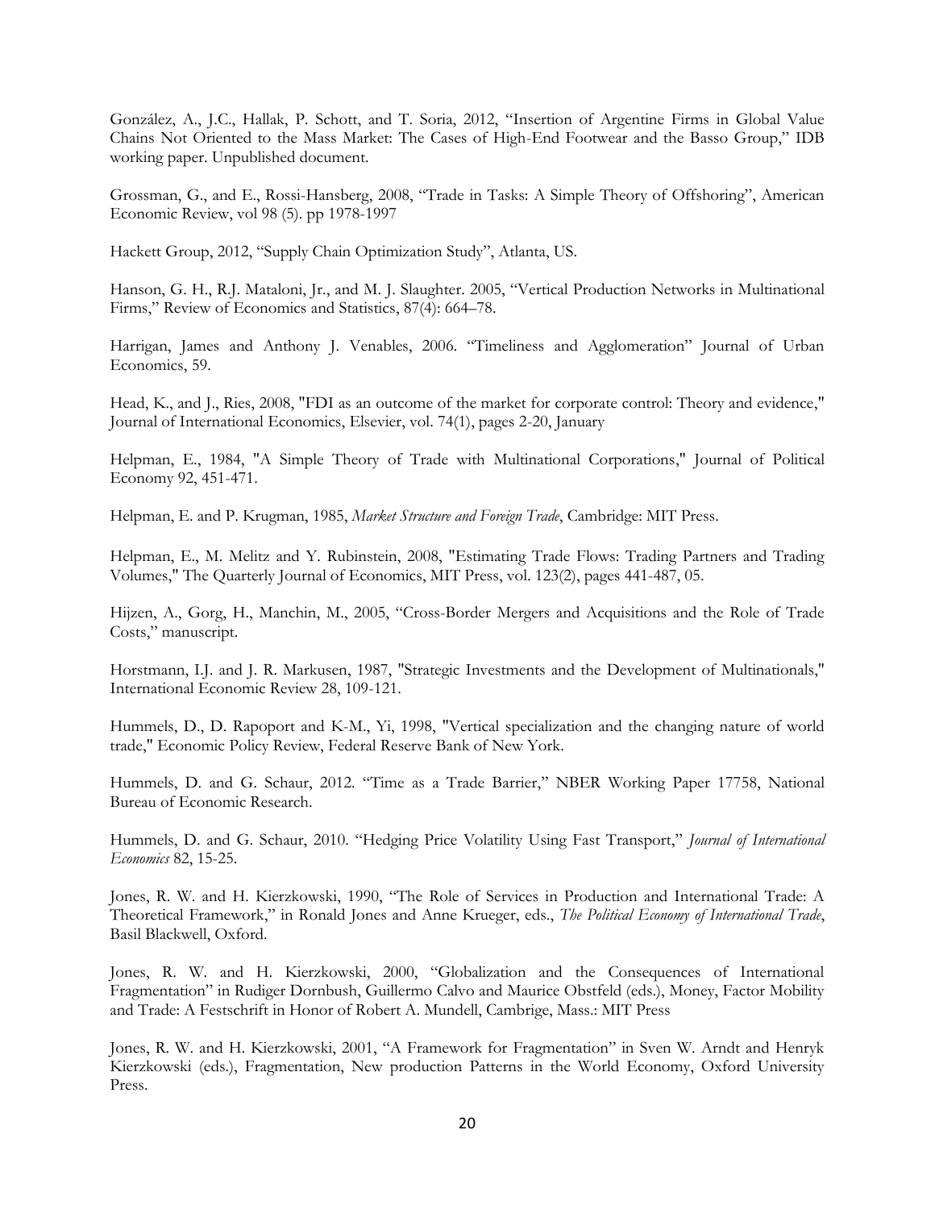González, A., J.C., Hallak, P. Schott, and T. Soria, 2012, "Insertion of Argentine Firms in Global Value Chains Not Oriented to the Mass Market: The Cases of High-End Footwear and the Basso Group," IDB working paper. Unpublished document.

Grossman, G., and E., Rossi-Hansberg, 2008, "Trade in Tasks: A Simple Theory of Offshoring", American Economic Review, vol 98 (5). pp 1978-1997

Hackett Group, 2012, "Supply Chain Optimization Study", Atlanta, US.

Hanson, G. H., R.J. Mataloni, Jr., and M. J. Slaughter. 2005, "Vertical Production Networks in Multinational Firms," Review of Economics and Statistics, 87(4): 664–78.

Harrigan, James and Anthony J. Venables, 2006. "Timeliness and Agglomeration" Journal of Urban Economics, 59.

Head, K., and J., Ries, 2008, "FDI as an outcome of the market for corporate control: Theory and evidence," Journal of International Economics, Elsevier, vol. 74(1), pages 2-20, January

Helpman, E., 1984, "A Simple Theory of Trade with Multinational Corporations," Journal of Political Economy 92, 451-471.

Helpman, E. and P. Krugman, 1985, *Market Structure and Foreign Trade*, Cambridge: MIT Press.

Helpman, E., M. Melitz and Y. Rubinstein, 2008, "Estimating Trade Flows: Trading Partners and Trading Volumes," The Quarterly Journal of Economics, MIT Press, vol. 123(2), pages 441-487, 05.

Hijzen, A., Gorg, H., Manchin, M., 2005, "Cross-Border Mergers and Acquisitions and the Role of Trade Costs," manuscript.

Horstmann, I.J. and J. R. Markusen, 1987, "Strategic Investments and the Development of Multinationals," International Economic Review 28, 109-121.

Hummels, D., D. Rapoport and K-M., Yi, 1998, "Vertical specialization and the changing nature of world trade," Economic Policy Review, Federal Reserve Bank of New York.

Hummels, D. and G. Schaur, 2012. "Time as a Trade Barrier," NBER Working Paper 17758, National Bureau of Economic Research.

Hummels, D. and G. Schaur, 2010. "Hedging Price Volatility Using Fast Transport," *Journal of International Economics* 82, 15-25.

Jones, R. W. and H. Kierzkowski, 1990, "The Role of Services in Production and International Trade: A Theoretical Framework," in Ronald Jones and Anne Krueger, eds., *The Political Economy of International Trade*, Basil Blackwell, Oxford.

Jones, R. W. and H. Kierzkowski, 2000, "Globalization and the Consequences of International Fragmentation" in Rudiger Dornbush, Guillermo Calvo and Maurice Obstfeld (eds.), Money, Factor Mobility and Trade: A Festschrift in Honor of Robert A. Mundell, Cambrige, Mass.: MIT Press

Jones, R. W. and H. Kierzkowski, 2001, "A Framework for Fragmentation" in Sven W. Arndt and Henryk Kierzkowski (eds.), Fragmentation, New production Patterns in the World Economy, Oxford University Press.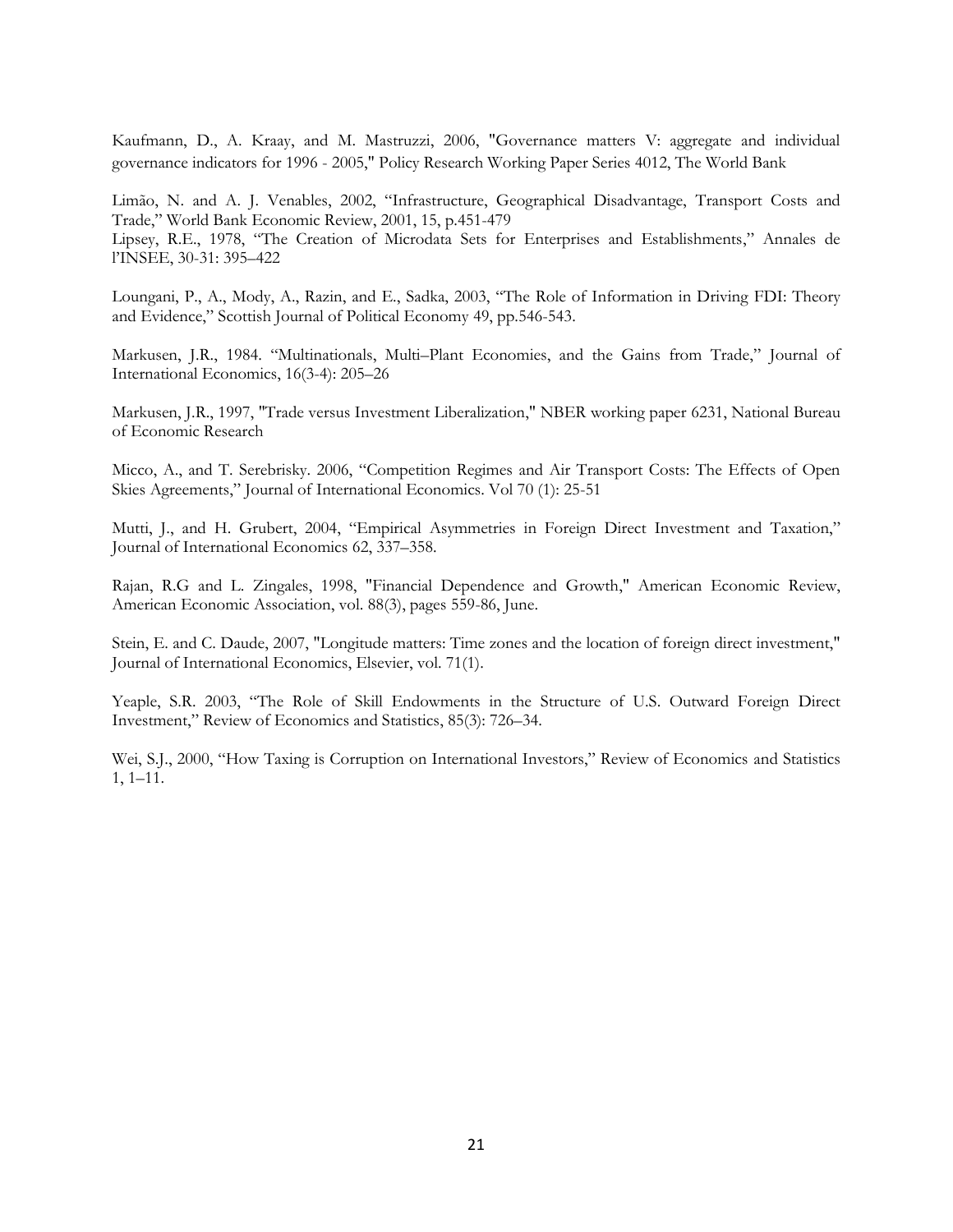Kaufmann, D., A. Kraay, and M. Mastruzzi, 2006, "Governance matters V: aggregate and individual governance indicators for 1996 - 2005," Policy Research Working Paper Series 4012, The World Bank

Limão, N. and A. J. Venables, 2002, "Infrastructure, Geographical Disadvantage, Transport Costs and Trade," World Bank Economic Review, 2001, 15, p.451-479

Lipsey, R.E., 1978, "The Creation of Microdata Sets for Enterprises and Establishments," Annales de l'INSEE, 30-31: 395–422

Loungani, P., A., Mody, A., Razin, and E., Sadka, 2003, "The Role of Information in Driving FDI: Theory and Evidence," Scottish Journal of Political Economy 49, pp.546-543.

Markusen, J.R., 1984. "Multinationals, Multi–Plant Economies, and the Gains from Trade," Journal of International Economics, 16(3-4): 205–26

Markusen, J.R., 1997, "Trade versus Investment Liberalization," NBER working paper 6231, National Bureau of Economic Research

Micco, A., and T. Serebrisky. 2006, "Competition Regimes and Air Transport Costs: The Effects of Open Skies Agreements," Journal of International Economics. Vol 70 (1): 25-51

Mutti, J., and H. Grubert, 2004, "Empirical Asymmetries in Foreign Direct Investment and Taxation," Journal of International Economics 62, 337–358.

Rajan, R.G and L. Zingales, 1998, "Financial Dependence and Growth," American Economic Review, American Economic Association, vol. 88(3), pages 559-86, June.

Stein, E. and C. Daude, 2007, "Longitude matters: Time zones and the location of foreign direct investment," Journal of International Economics, Elsevier, vol. 71(1).

Yeaple, S.R. 2003, "The Role of Skill Endowments in the Structure of U.S. Outward Foreign Direct Investment," Review of Economics and Statistics, 85(3): 726–34.

Wei, S.J., 2000, "How Taxing is Corruption on International Investors," Review of Economics and Statistics 1, 1–11.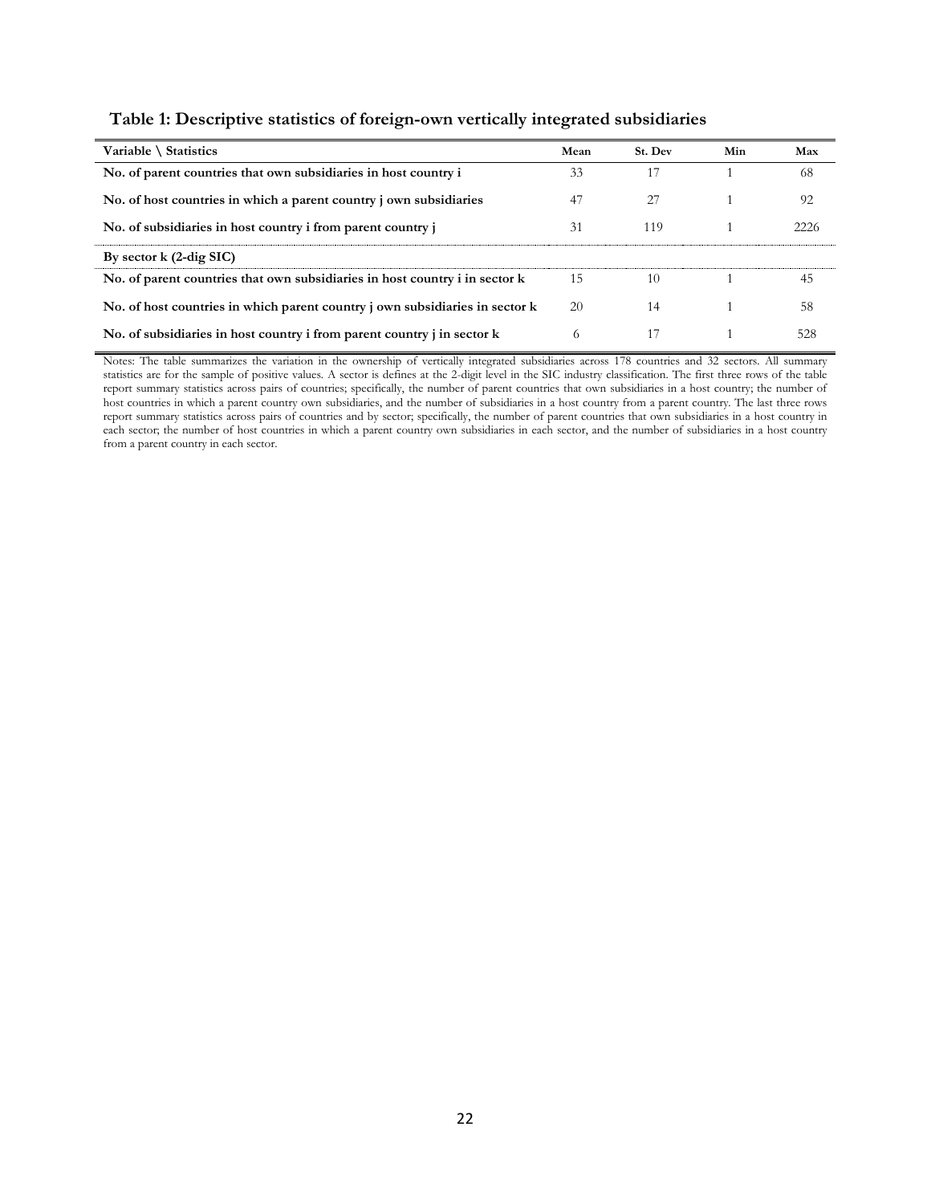**Table 1: Descriptive statistics of foreign-own vertically integrated subsidiaries**

| Variable \ Statistics | Mean | St. Dev | Min | Max |
|---|---|---|---|---|
| **No. of parent countries that own subsidiaries in host country i** | 33 | 17 | 1 | 68 |
| **No. of host countries in which a parent country j own subsidiaries** | 47 | 27 | 1 | 92 |
| **No. of subsidiaries in host country i from parent country j** | 31 | 119 | 1 | 2226 |
| **By sector k (2-dig SIC)** | | | | |
| **No. of parent countries that own subsidiaries in host country i in sector k** | 15 | 10 | 1 | 45 |
| **No. of host countries in which parent country j own subsidiaries in sector k** | 20 | 14 | 1 | 58 |
| **No. of subsidiaries in host country i from parent country j in sector k** | 6 | 17 | 1 | 528 |

Notes: The table summarizes the variation in the ownership of vertically integrated subsidiaries across 178 countries and 32 sectors. All summary statistics are for the sample of positive values. A sector is defines at the 2-digit level in the SIC industry classification. The first three rows of the table report summary statistics across pairs of countries; specifically, the number of parent countries that own subsidiaries in a host country; the number of host countries in which a parent country own subsidiaries, and the number of subsidiaries in a host country from a parent country. The last three rows report summary statistics across pairs of countries and by sector; specifically, the number of parent countries that own subsidiaries in a host country in each sector; the number of host countries in which a parent country own subsidiaries in each sector, and the number of subsidiaries in a host country from a parent country in each sector.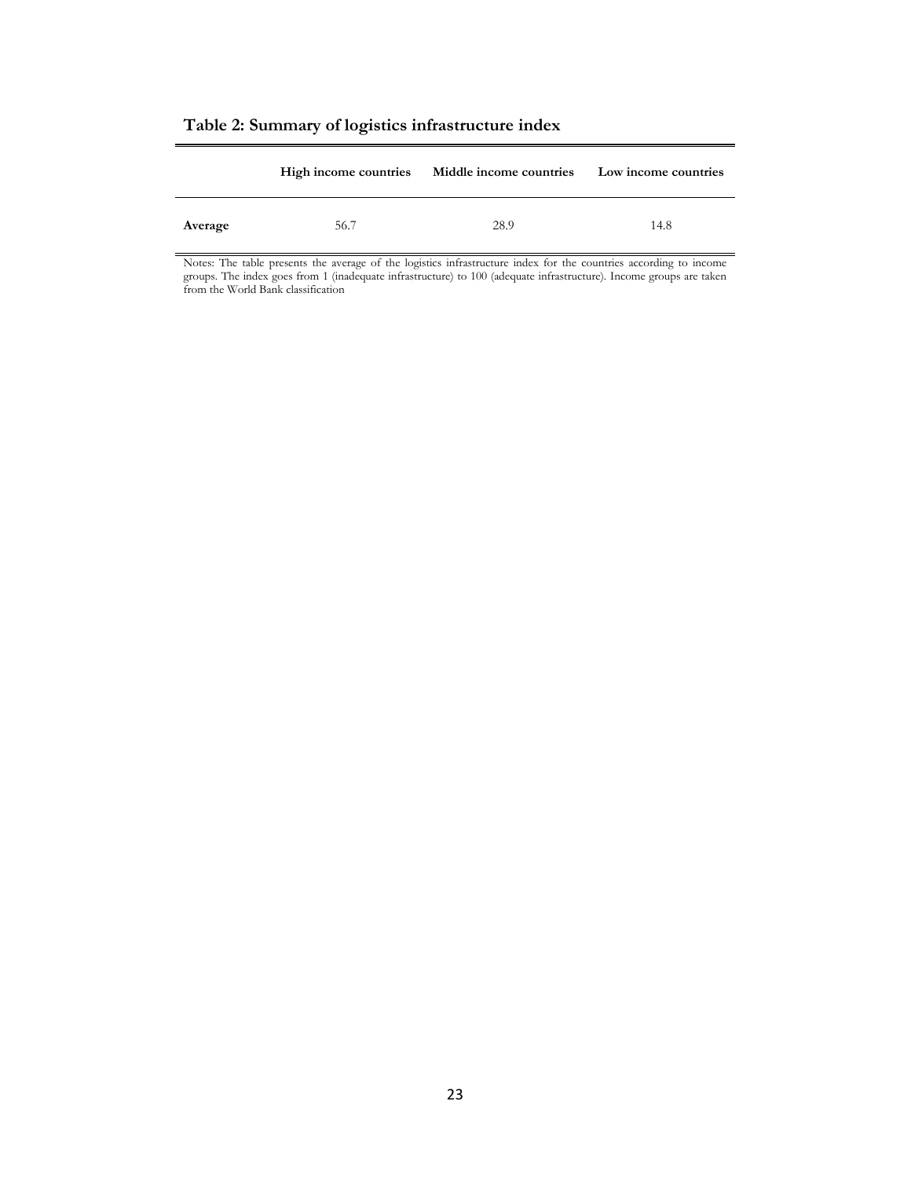**Table 2: Summary of logistics infrastructure index**

| | High income countries | Middle income countries | Low income countries |
|---|---|---|---|
| **Average** | 56.7 | 28.9 | 14.8 |

Notes: The table presents the average of the logistics infrastructure index for the countries according to income groups. The index goes from 1 (inadequate infrastructure) to 100 (adequate infrastructure). Income groups are taken from the World Bank classification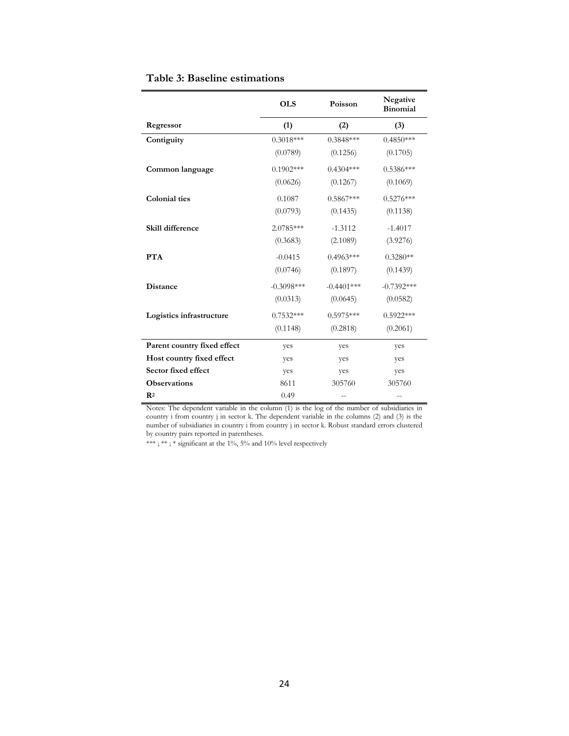**Table 3: Baseline estimations**

| | OLS | Poisson | Negative Binomial |
|---|---|---|---|
| **Regressor** | **(1)** | **(2)** | **(3)** |
| **Contiguity** | 0.3018*** | 0.3848*** | 0.4850*** |
| | (0.0789) | (0.1256) | (0.1705) |
| **Common language** | 0.1902*** | 0.4304*** | 0.5386*** |
| | (0.0626) | (0.1267) | (0.1069) |
| **Colonial ties** | 0.1087 | 0.5867*** | 0.5276*** |
| | (0.0793) | (0.1435) | (0.1138) |
| **Skill difference** | 2.0785*** | -1.3112 | -1.4017 |
| | (0.3683) | (2.1089) | (3.9276) |
| **PTA** | -0.0415 | 0.4963*** | 0.3280** |
| | (0.0746) | (0.1897) | (0.1439) |
| **Distance** | -0.3098*** | -0.4401*** | -0.7392*** |
| | (0.0313) | (0.0645) | (0.0582) |
| **Logistics infrastructure** | 0.7532*** | 0.5975*** | 0.5922*** |
| | (0.1148) | (0.2818) | (0.2061) |
| **Parent country fixed effect** | yes | yes | yes |
| **Host country fixed effect** | yes | yes | yes |
| **Sector fixed effect** | yes | yes | yes |
| **Observations** | 8611 | 305760 | 305760 |
| $R^2$ | 0.49 | -- | -- |

Notes: The dependent variable in the column (1) is the log of the number of subsidiaries in country i from country j in sector k. The dependent variable in the columns (2) and (3) is the number of subsidiaries in country i from country j in sector k. Robust standard errors clustered by country pairs reported in parentheses.

*** ; ** ; * significant at the 1%, 5% and 10% level respectively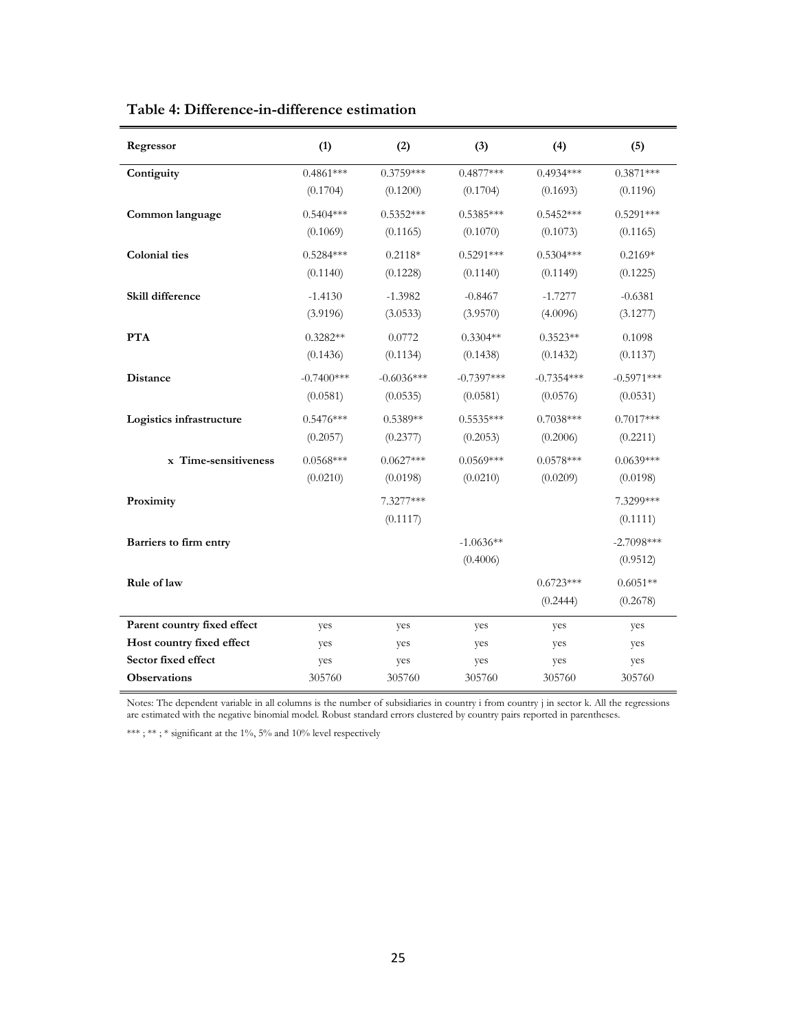**Table 4: Difference-in-difference estimation**

| Regressor | (1) | (2) | (3) | (4) | (5) |
|---|---|---|---|---|---|
| **Contiguity** | 0.4861*** | 0.3759*** | 0.4877*** | 0.4934*** | 0.3871*** |
| | (0.1704) | (0.1200) | (0.1704) | (0.1693) | (0.1196) |
| **Common language** | 0.5404*** | 0.5352*** | 0.5385*** | 0.5452*** | 0.5291*** |
| | (0.1069) | (0.1165) | (0.1070) | (0.1073) | (0.1165) |
| **Colonial ties** | 0.5284*** | 0.2118* | 0.5291*** | 0.5304*** | 0.2169* |
| | (0.1140) | (0.1228) | (0.1140) | (0.1149) | (0.1225) |
| **Skill difference** | -1.4130 | -1.3982 | -0.8467 | -1.7277 | -0.6381 |
| | (3.9196) | (3.0533) | (3.9570) | (4.0096) | (3.1277) |
| **PTA** | 0.3282** | 0.0772 | 0.3304** | 0.3523** | 0.1098 |
| | (0.1436) | (0.1134) | (0.1438) | (0.1432) | (0.1137) |
| **Distance** | -0.7400*** | -0.6036*** | -0.7397*** | -0.7354*** | -0.5971*** |
| | (0.0581) | (0.0535) | (0.0581) | (0.0576) | (0.0531) |
| **Logistics infrastructure** | 0.5476*** | 0.5389** | 0.5535*** | 0.7038*** | 0.7017*** |
| | (0.2057) | (0.2377) | (0.2053) | (0.2006) | (0.2211) |
| **x Time-sensitiveness** | 0.0568*** | 0.0627*** | 0.0569*** | 0.0578*** | 0.0639*** |
| | (0.0210) | (0.0198) | (0.0210) | (0.0209) | (0.0198) |
| **Proximity** | | 7.3277*** | | | 7.3299*** |
| | | (0.1117) | | | (0.1111) |
| **Barriers to firm entry** | | | -1.0636** | | -2.7098*** |
| | | | (0.4006) | | (0.9512) |
| **Rule of law** | | | | 0.6723*** | 0.6051** |
| | | | | (0.2444) | (0.2678) |
| **Parent country fixed effect** | yes | yes | yes | yes | yes |
| **Host country fixed effect** | yes | yes | yes | yes | yes |
| **Sector fixed effect** | yes | yes | yes | yes | yes |
| **Observations** | 305760 | 305760 | 305760 | 305760 | 305760 |

Notes: The dependent variable in all columns is the number of subsidiaries in country i from country j in sector k. All the regressions are estimated with the negative binomial model. Robust standard errors clustered by country pairs reported in parentheses.

*** ; ** ; * significant at the 1%, 5% and 10% level respectively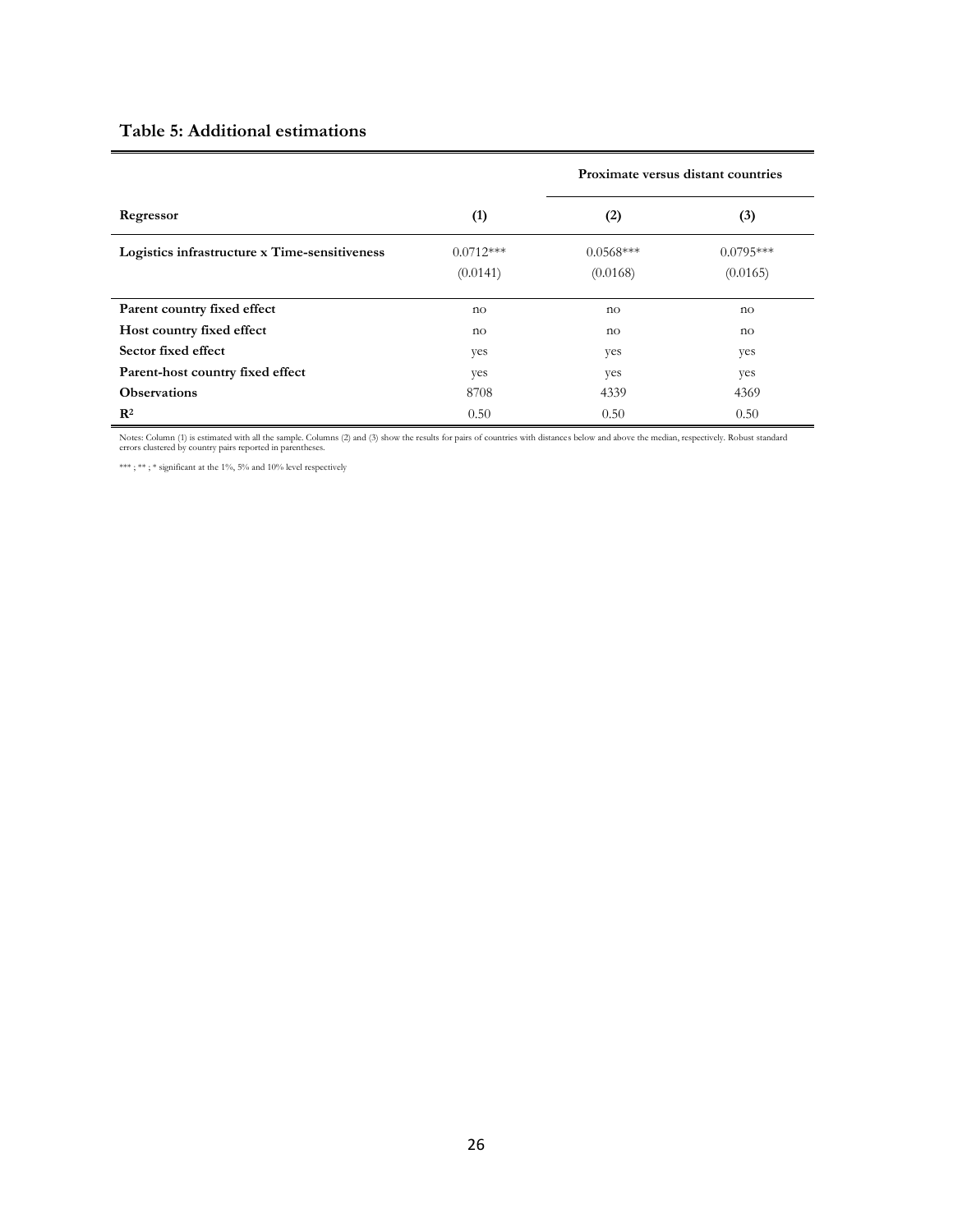**Table 5: Additional estimations**

| Regressor | (1) | Proximate versus distant countries (2) | (3) |
|---|---|---|---|
| **Logistics infrastructure x Time-sensitiveness** | 0.0712*** | 0.0568*** | 0.0795*** |
| | (0.0141) | (0.0168) | (0.0165) |
| **Parent country fixed effect** | no | no | no |
| **Host country fixed effect** | no | no | no |
| **Sector fixed effect** | yes | yes | yes |
| **Parent-host country fixed effect** | yes | yes | yes |
| **Observations** | 8708 | 4339 | 4369 |
| $R^2$ | 0.50 | 0.50 | 0.50 |

Notes: Column (1) is estimated with all the sample. Columns (2) and (3) show the results for pairs of countries with distances below and above the median, respectively. Robust standard errors clustered by country pairs reported in parentheses.

*** ; ** ; * significant at the 1%, 5% and 10% level respectively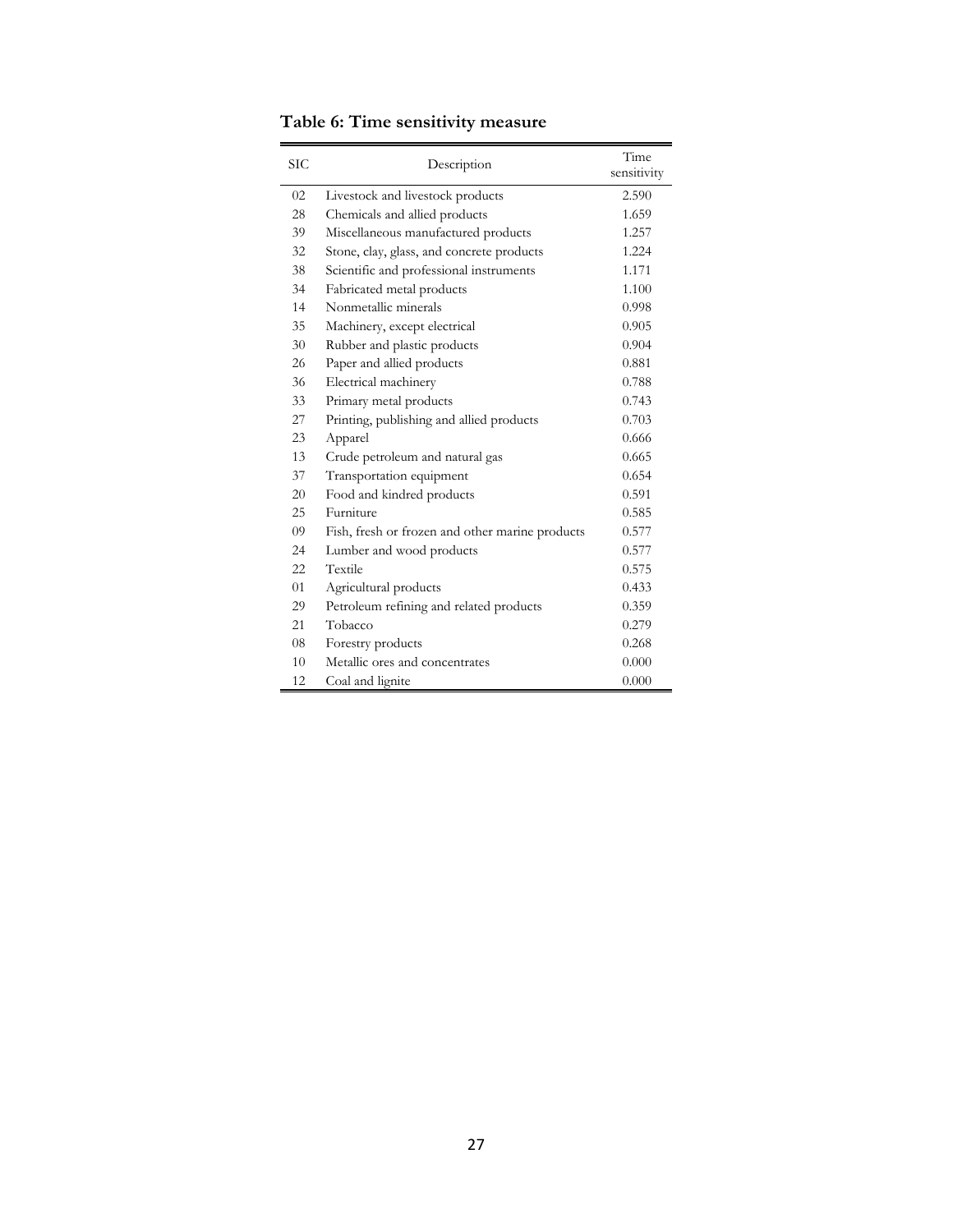**Table 6: Time sensitivity measure**

| SIC | Description | Time sensitivity |
|---|---|---|
| 02 | Livestock and livestock products | 2.590 |
| 28 | Chemicals and allied products | 1.659 |
| 39 | Miscellaneous manufactured products | 1.257 |
| 32 | Stone, clay, glass, and concrete products | 1.224 |
| 38 | Scientific and professional instruments | 1.171 |
| 34 | Fabricated metal products | 1.100 |
| 14 | Nonmetallic minerals | 0.998 |
| 35 | Machinery, except electrical | 0.905 |
| 30 | Rubber and plastic products | 0.904 |
| 26 | Paper and allied products | 0.881 |
| 36 | Electrical machinery | 0.788 |
| 33 | Primary metal products | 0.743 |
| 27 | Printing, publishing and allied products | 0.703 |
| 23 | Apparel | 0.666 |
| 13 | Crude petroleum and natural gas | 0.665 |
| 37 | Transportation equipment | 0.654 |
| 20 | Food and kindred products | 0.591 |
| 25 | Furniture | 0.585 |
| 09 | Fish, fresh or frozen and other marine products | 0.577 |
| 24 | Lumber and wood products | 0.577 |
| 22 | Textile | 0.575 |
| 01 | Agricultural products | 0.433 |
| 29 | Petroleum refining and related products | 0.359 |
| 21 | Tobacco | 0.279 |
| 08 | Forestry products | 0.268 |
| 10 | Metallic ores and concentrates | 0.000 |
| 12 | Coal and lignite | 0.000 |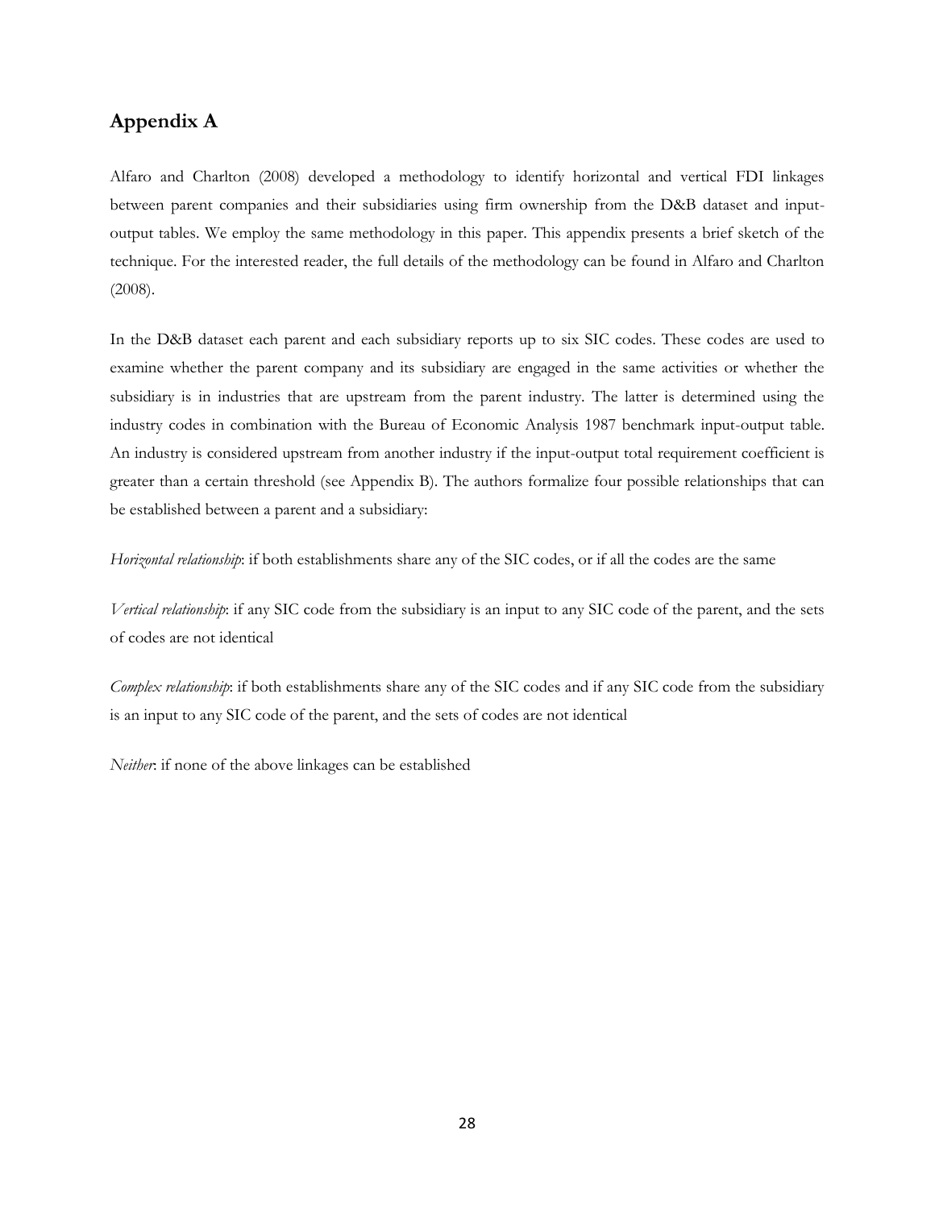## Appendix A

Alfaro and Charlton (2008) developed a methodology to identify horizontal and vertical FDI linkages between parent companies and their subsidiaries using firm ownership from the D&B dataset and input-output tables. We employ the same methodology in this paper. This appendix presents a brief sketch of the technique. For the interested reader, the full details of the methodology can be found in Alfaro and Charlton (2008).

In the D&B dataset each parent and each subsidiary reports up to six SIC codes. These codes are used to examine whether the parent company and its subsidiary are engaged in the same activities or whether the subsidiary is in industries that are upstream from the parent industry. The latter is determined using the industry codes in combination with the Bureau of Economic Analysis 1987 benchmark input-output table. An industry is considered upstream from another industry if the input-output total requirement coefficient is greater than a certain threshold (see Appendix B). The authors formalize four possible relationships that can be established between a parent and a subsidiary:

*Horizontal relationship*: if both establishments share any of the SIC codes, or if all the codes are the same

*Vertical relationship*: if any SIC code from the subsidiary is an input to any SIC code of the parent, and the sets of codes are not identical

*Complex relationship*: if both establishments share any of the SIC codes and if any SIC code from the subsidiary is an input to any SIC code of the parent, and the sets of codes are not identical

*Neither*: if none of the above linkages can be established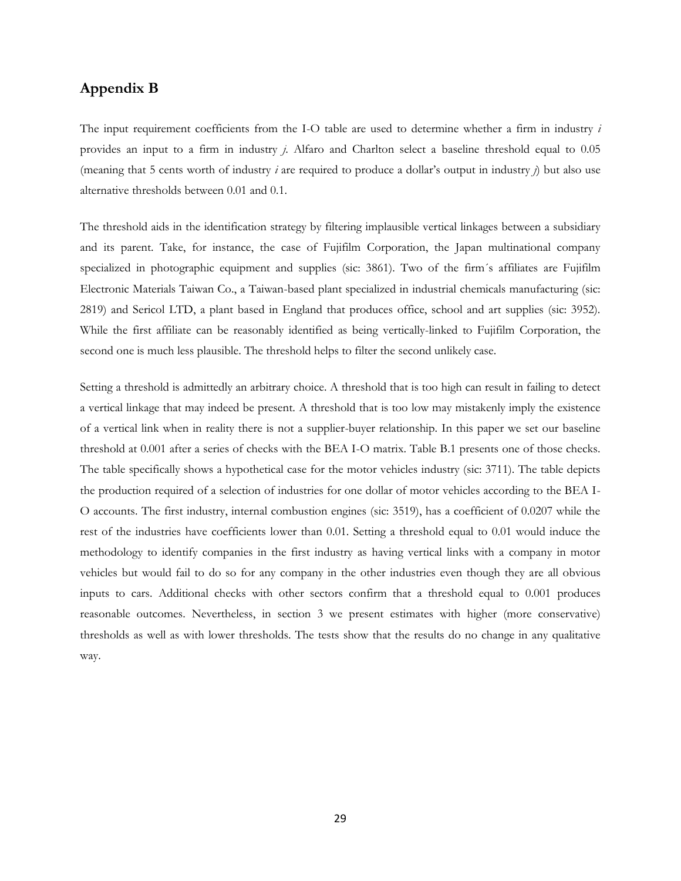## Appendix B

The input requirement coefficients from the I-O table are used to determine whether a firm in industry *i* provides an input to a firm in industry *j*. Alfaro and Charlton select a baseline threshold equal to 0.05 (meaning that 5 cents worth of industry *i* are required to produce a dollar's output in industry *j*) but also use alternative thresholds between 0.01 and 0.1.

The threshold aids in the identification strategy by filtering implausible vertical linkages between a subsidiary and its parent. Take, for instance, the case of Fujifilm Corporation, the Japan multinational company specialized in photographic equipment and supplies (sic: 3861). Two of the firm´s affiliates are Fujifilm Electronic Materials Taiwan Co., a Taiwan-based plant specialized in industrial chemicals manufacturing (sic: 2819) and Sericol LTD, a plant based in England that produces office, school and art supplies (sic: 3952). While the first affiliate can be reasonably identified as being vertically-linked to Fujifilm Corporation, the second one is much less plausible. The threshold helps to filter the second unlikely case.

Setting a threshold is admittedly an arbitrary choice. A threshold that is too high can result in failing to detect a vertical linkage that may indeed be present. A threshold that is too low may mistakenly imply the existence of a vertical link when in reality there is not a supplier-buyer relationship. In this paper we set our baseline threshold at 0.001 after a series of checks with the BEA I-O matrix. Table B.1 presents one of those checks. The table specifically shows a hypothetical case for the motor vehicles industry (sic: 3711). The table depicts the production required of a selection of industries for one dollar of motor vehicles according to the BEA I-O accounts. The first industry, internal combustion engines (sic: 3519), has a coefficient of 0.0207 while the rest of the industries have coefficients lower than 0.01. Setting a threshold equal to 0.01 would induce the methodology to identify companies in the first industry as having vertical links with a company in motor vehicles but would fail to do so for any company in the other industries even though they are all obvious inputs to cars. Additional checks with other sectors confirm that a threshold equal to 0.001 produces reasonable outcomes. Nevertheless, in section 3 we present estimates with higher (more conservative) thresholds as well as with lower thresholds. The tests show that the results do no change in any qualitative way.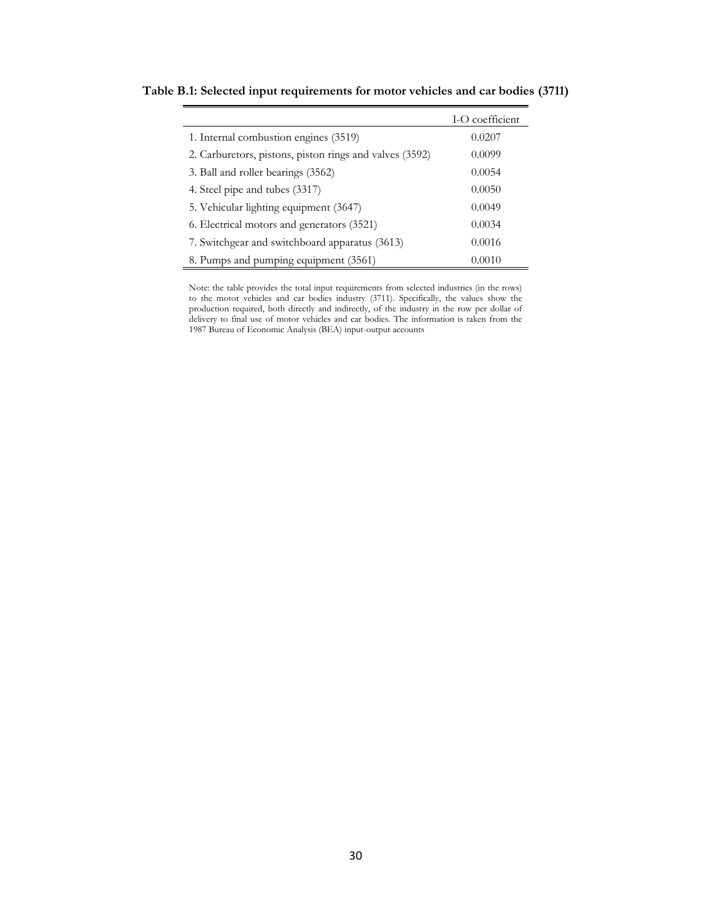**Table B.1: Selected input requirements for motor vehicles and car bodies (3711)**

| | I-O coefficient |
|---|---|
| 1. Internal combustion engines (3519) | 0.0207 |
| 2. Carburetors, pistons, piston rings and valves (3592) | 0.0099 |
| 3. Ball and roller bearings (3562) | 0.0054 |
| 4. Steel pipe and tubes (3317) | 0.0050 |
| 5. Vehicular lighting equipment (3647) | 0.0049 |
| 6. Electrical motors and generators (3521) | 0.0034 |
| 7. Switchgear and switchboard apparatus (3613) | 0.0016 |
| 8. Pumps and pumping equipment (3561) | 0.0010 |

Note: the table provides the total input requirements from selected industries (in the rows) to the motor vehicles and car bodies industry (3711). Specifically, the values show the production required, both directly and indirectly, of the industry in the row per dollar of delivery to final use of motor vehicles and car bodies. The information is taken from the 1987 Bureau of Economic Analysis (BEA) input-output accounts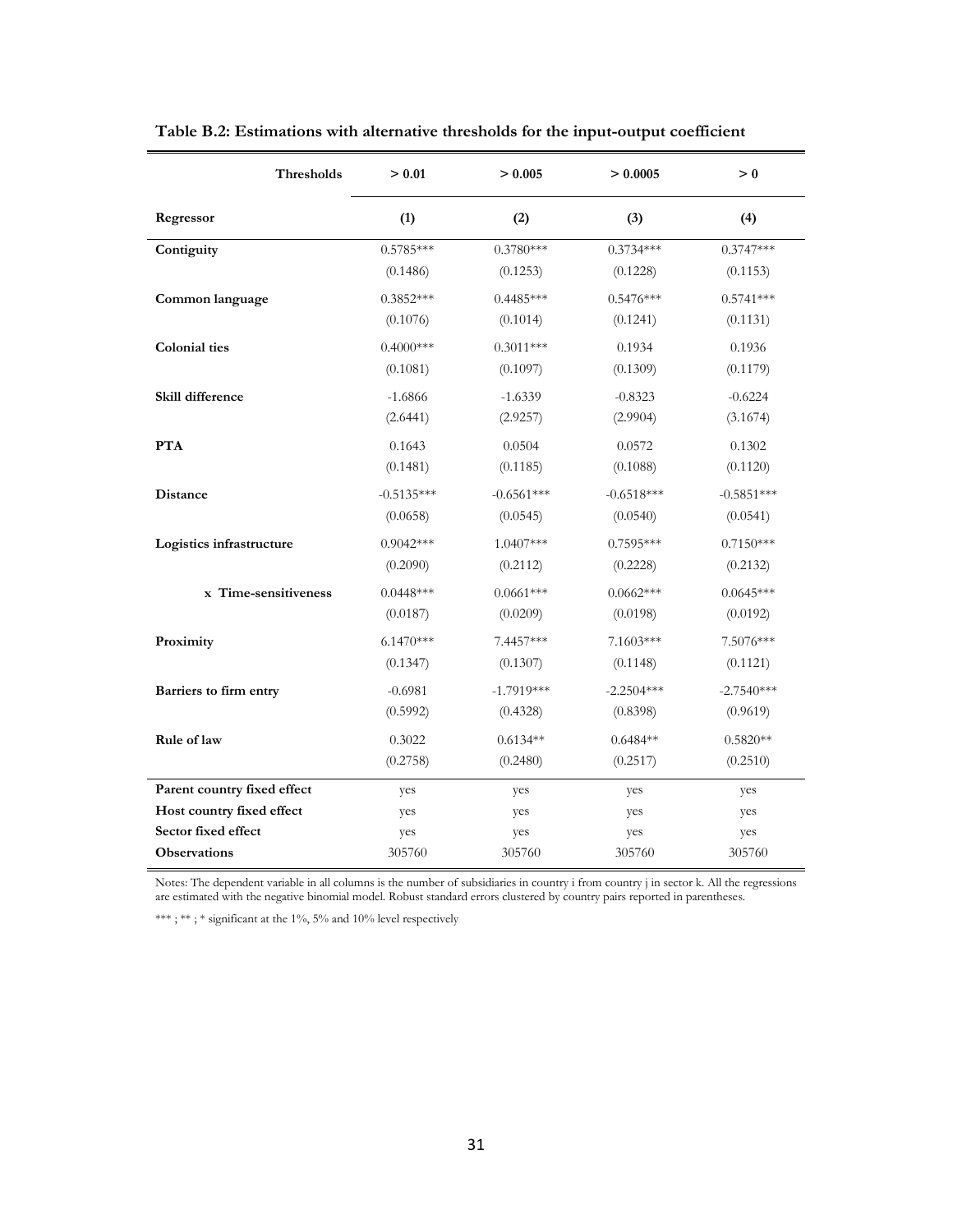**Table B.2: Estimations with alternative thresholds for the input-output coefficient**

| Thresholds | > 0.01 | > 0.005 | > 0.0005 | > 0 |
|---|---|---|---|---|
| **Regressor** | **(1)** | **(2)** | **(3)** | **(4)** |
| **Contiguity** | 0.5785*** | 0.3780*** | 0.3734*** | 0.3747*** |
| | (0.1486) | (0.1253) | (0.1228) | (0.1153) |
| **Common language** | 0.3852*** | 0.4485*** | 0.5476*** | 0.5741*** |
| | (0.1076) | (0.1014) | (0.1241) | (0.1131) |
| **Colonial ties** | 0.4000*** | 0.3011*** | 0.1934 | 0.1936 |
| | (0.1081) | (0.1097) | (0.1309) | (0.1179) |
| **Skill difference** | -1.6866 | -1.6339 | -0.8323 | -0.6224 |
| | (2.6441) | (2.9257) | (2.9904) | (3.1674) |
| **PTA** | 0.1643 | 0.0504 | 0.0572 | 0.1302 |
| | (0.1481) | (0.1185) | (0.1088) | (0.1120) |
| **Distance** | -0.5135*** | -0.6561*** | -0.6518*** | -0.5851*** |
| | (0.0658) | (0.0545) | (0.0540) | (0.0541) |
| **Logistics infrastructure** | 0.9042*** | 1.0407*** | 0.7595*** | 0.7150*** |
| | (0.2090) | (0.2112) | (0.2228) | (0.2132) |
| **x Time-sensitiveness** | 0.0448*** | 0.0661*** | 0.0662*** | 0.0645*** |
| | (0.0187) | (0.0209) | (0.0198) | (0.0192) |
| **Proximity** | 6.1470*** | 7.4457*** | 7.1603*** | 7.5076*** |
| | (0.1347) | (0.1307) | (0.1148) | (0.1121) |
| **Barriers to firm entry** | -0.6981 | -1.7919*** | -2.2504*** | -2.7540*** |
| | (0.5992) | (0.4328) | (0.8398) | (0.9619) |
| **Rule of law** | 0.3022 | 0.6134** | 0.6484** | 0.5820** |
| | (0.2758) | (0.2480) | (0.2517) | (0.2510) |
| **Parent country fixed effect** | yes | yes | yes | yes |
| **Host country fixed effect** | yes | yes | yes | yes |
| **Sector fixed effect** | yes | yes | yes | yes |
| **Observations** | 305760 | 305760 | 305760 | 305760 |

Notes: The dependent variable in all columns is the number of subsidiaries in country i from country j in sector k. All the regressions are estimated with the negative binomial model. Robust standard errors clustered by country pairs reported in parentheses.

*** ; ** ; * significant at the 1%, 5% and 10% level respectively